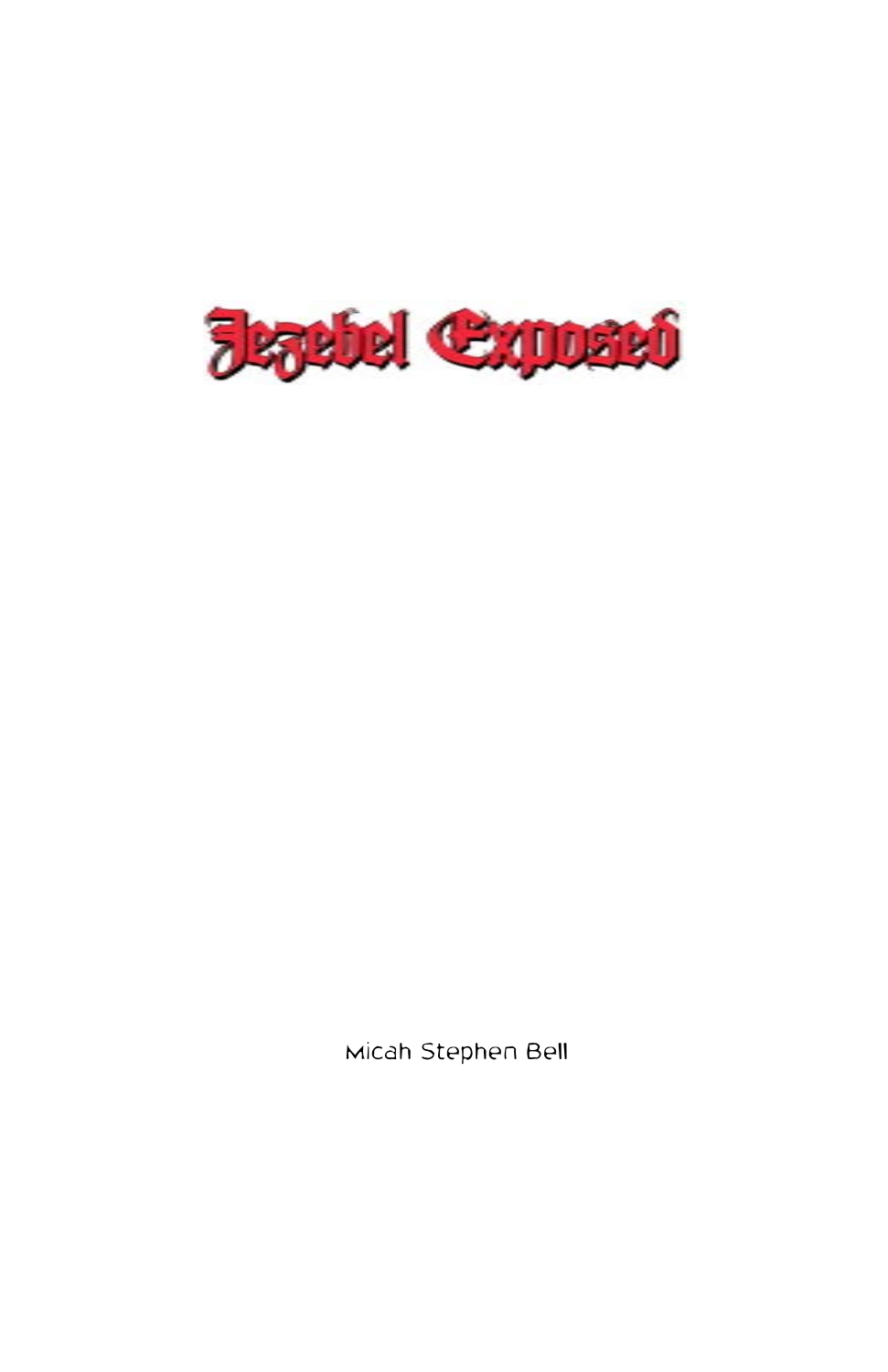# Jezebel Exposed

Micah Stephen Bell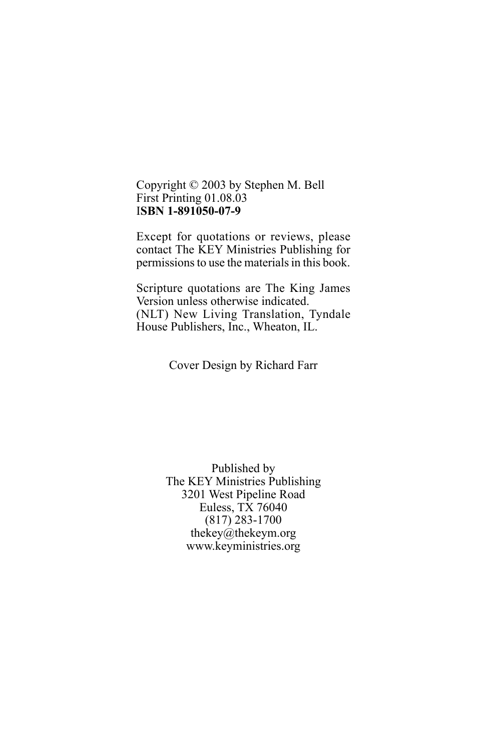Copyright © 2003 by Stephen M. Bell
First Printing 01.08.03
I**SBN 1-891050-07-9**

Except for quotations or reviews, please contact The KEY Ministries Publishing for permissions to use the materials in this book.

Scripture quotations are The King James Version unless otherwise indicated.
(NLT) New Living Translation, Tyndale House Publishers, Inc., Wheaton, IL.

Cover Design by Richard Farr

Published by
The KEY Ministries Publishing
3201 West Pipeline Road
Euless, TX 76040
(817) 283-1700
thekey@thekeym.org
www.keyministries.org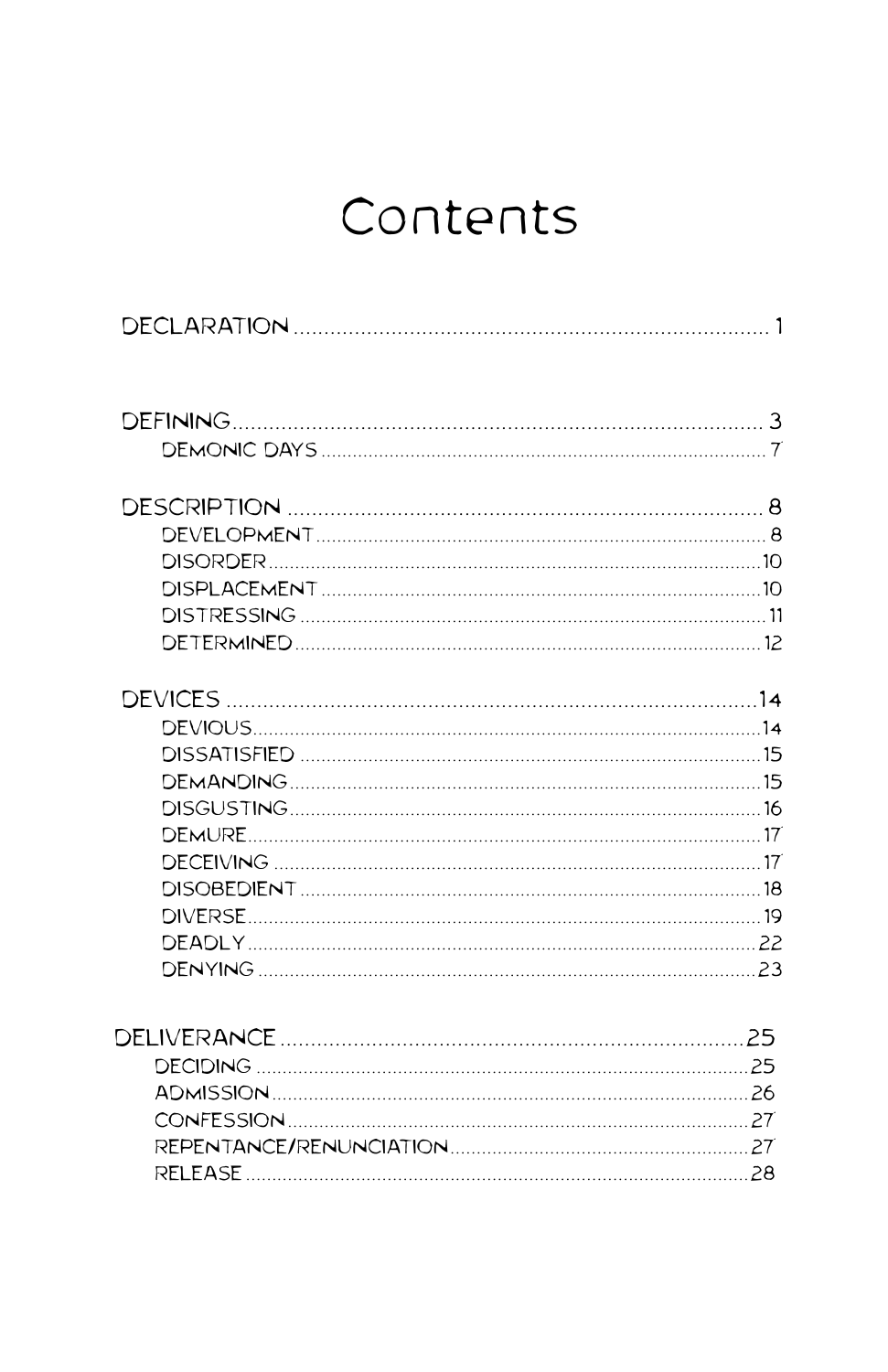# Contents

DECLARATION .......... 1

DEFINING .......... 3
- DEMONIC DAYS .......... 7

DESCRIPTION .......... 8
- DEVELOPMENT .......... 8
- DISORDER .......... 10
- DISPLACEMENT .......... 10
- DISTRESSING .......... 11
- DETERMINED .......... 12

DEVICES .......... 14
- DEVIOUS .......... 14
- DISSATISFIED .......... 15
- DEMANDING .......... 15
- DISGUSTING .......... 16
- DEMURE .......... 17
- DECEIVING .......... 17
- DISOBEDIENT .......... 18
- DIVERSE .......... 19
- DEADLY .......... 22
- DENYING .......... 23

DELIVERANCE .......... 25
- DECIDING .......... 25
- ADMISSION .......... 26
- CONFESSION .......... 27
- REPENTANCE/RENUNCIATION .......... 27
- RELEASE .......... 28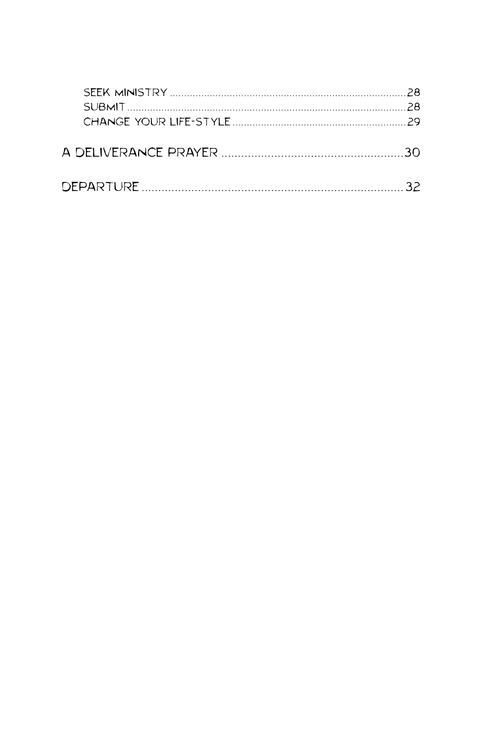- SEEK MINISTRY ..... 28
- SUBMIT ..... 28
- CHANGE YOUR LIFE-STYLE ..... 29

A DELIVERANCE PRAYER ..... 30

DEPARTURE ..... 32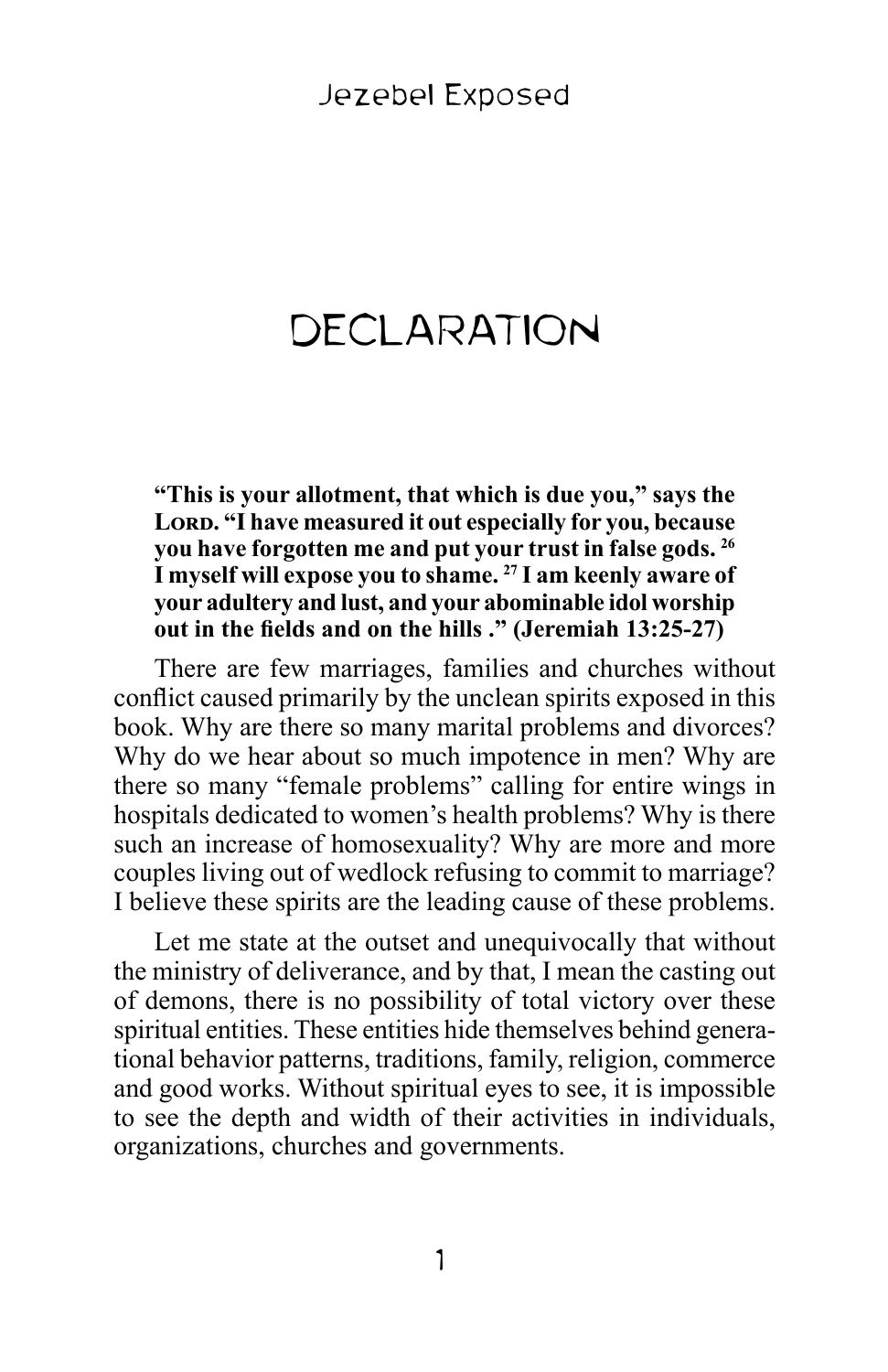# DECLARATION

**"This is your allotment, that which is due you," says the LORD. "I have measured it out especially for you, because you have forgotten me and put your trust in false gods. [26] I myself will expose you to shame. [27] I am keenly aware of your adultery and lust, and your abominable idol worship out in the fields and on the hills ." (Jeremiah 13:25-27)**

There are few marriages, families and churches without conflict caused primarily by the unclean spirits exposed in this book. Why are there so many marital problems and divorces? Why do we hear about so much impotence in men? Why are there so many "female problems" calling for entire wings in hospitals dedicated to women's health problems? Why is there such an increase of homosexuality? Why are more and more couples living out of wedlock refusing to commit to marriage? I believe these spirits are the leading cause of these problems.

Let me state at the outset and unequivocally that without the ministry of deliverance, and by that, I mean the casting out of demons, there is no possibility of total victory over these spiritual entities. These entities hide themselves behind generational behavior patterns, traditions, family, religion, commerce and good works. Without spiritual eyes to see, it is impossible to see the depth and width of their activities in individuals, organizations, churches and governments.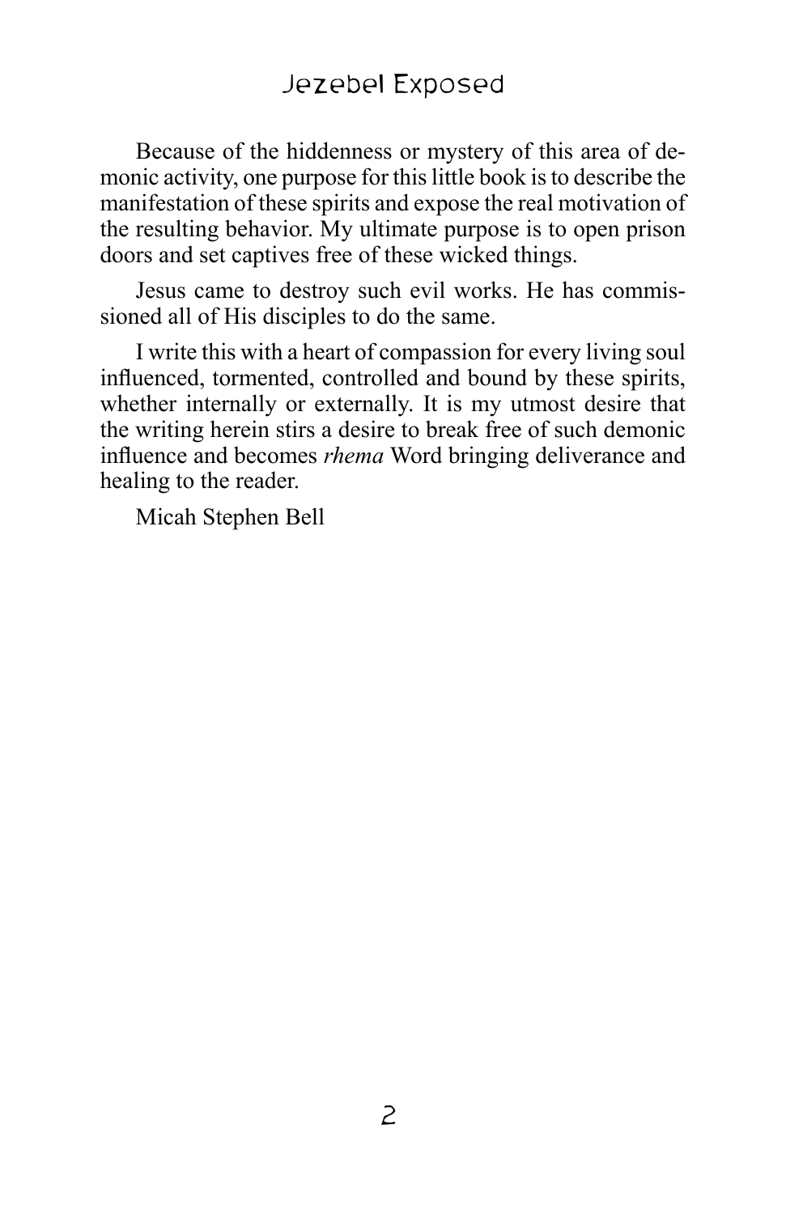Because of the hiddenness or mystery of this area of demonic activity, one purpose for this little book is to describe the manifestation of these spirits and expose the real motivation of the resulting behavior. My ultimate purpose is to open prison doors and set captives free of these wicked things.

Jesus came to destroy such evil works. He has commissioned all of His disciples to do the same.

I write this with a heart of compassion for every living soul influenced, tormented, controlled and bound by these spirits, whether internally or externally. It is my utmost desire that the writing herein stirs a desire to break free of such demonic influence and becomes *rhema* Word bringing deliverance and healing to the reader.

Micah Stephen Bell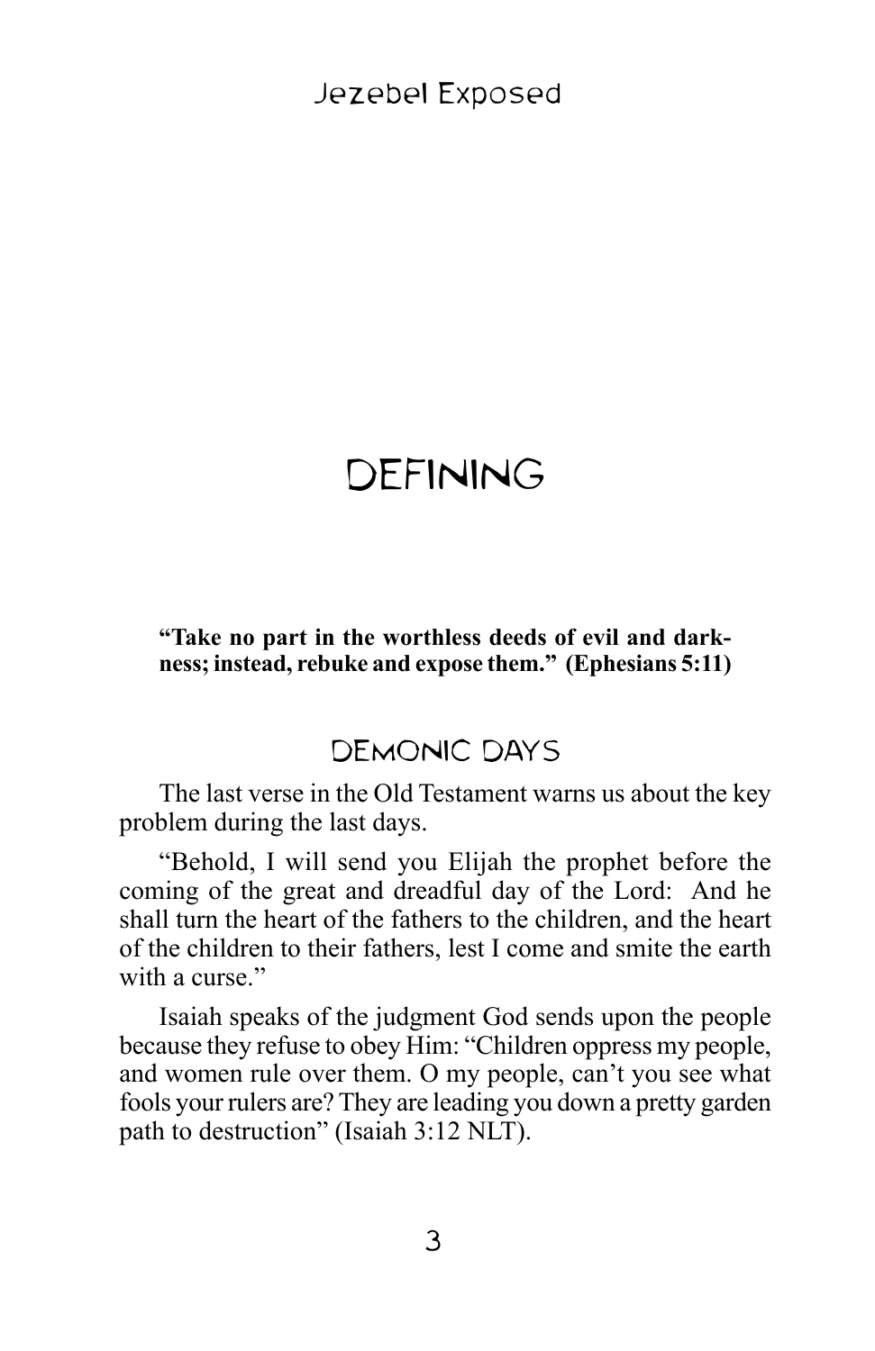# DEFINING

**"Take no part in the worthless deeds of evil and darkness; instead, rebuke and expose them." (Ephesians 5:11)**

## DEMONIC DAYS

The last verse in the Old Testament warns us about the key problem during the last days.

"Behold, I will send you Elijah the prophet before the coming of the great and dreadful day of the Lord: And he shall turn the heart of the fathers to the children, and the heart of the children to their fathers, lest I come and smite the earth with a curse."

Isaiah speaks of the judgment God sends upon the people because they refuse to obey Him: "Children oppress my people, and women rule over them. O my people, can't you see what fools your rulers are? They are leading you down a pretty garden path to destruction" (Isaiah 3:12 NLT).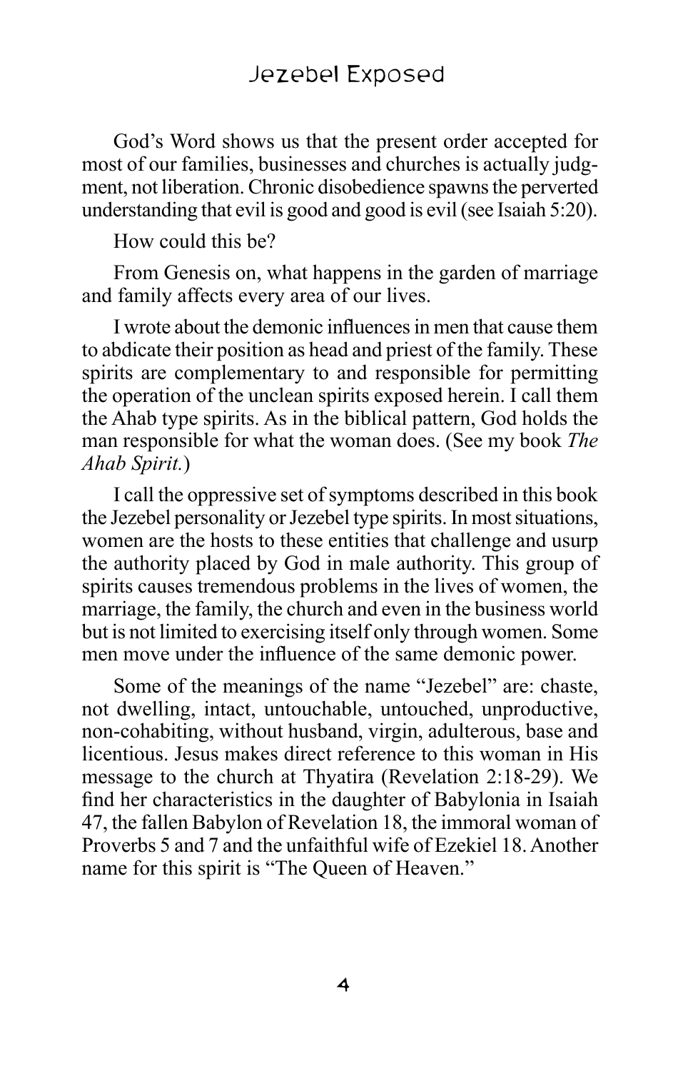God's Word shows us that the present order accepted for most of our families, businesses and churches is actually judgment, not liberation. Chronic disobedience spawns the perverted understanding that evil is good and good is evil (see Isaiah 5:20).

How could this be?

From Genesis on, what happens in the garden of marriage and family affects every area of our lives.

I wrote about the demonic influences in men that cause them to abdicate their position as head and priest of the family. These spirits are complementary to and responsible for permitting the operation of the unclean spirits exposed herein. I call them the Ahab type spirits. As in the biblical pattern, God holds the man responsible for what the woman does. (See my book *The Ahab Spirit.*)

I call the oppressive set of symptoms described in this book the Jezebel personality or Jezebel type spirits. In most situations, women are the hosts to these entities that challenge and usurp the authority placed by God in male authority. This group of spirits causes tremendous problems in the lives of women, the marriage, the family, the church and even in the business world but is not limited to exercising itself only through women. Some men move under the influence of the same demonic power.

Some of the meanings of the name "Jezebel" are: chaste, not dwelling, intact, untouchable, untouched, unproductive, non-cohabiting, without husband, virgin, adulterous, base and licentious. Jesus makes direct reference to this woman in His message to the church at Thyatira (Revelation 2:18-29). We find her characteristics in the daughter of Babylonia in Isaiah 47, the fallen Babylon of Revelation 18, the immoral woman of Proverbs 5 and 7 and the unfaithful wife of Ezekiel 18. Another name for this spirit is "The Queen of Heaven."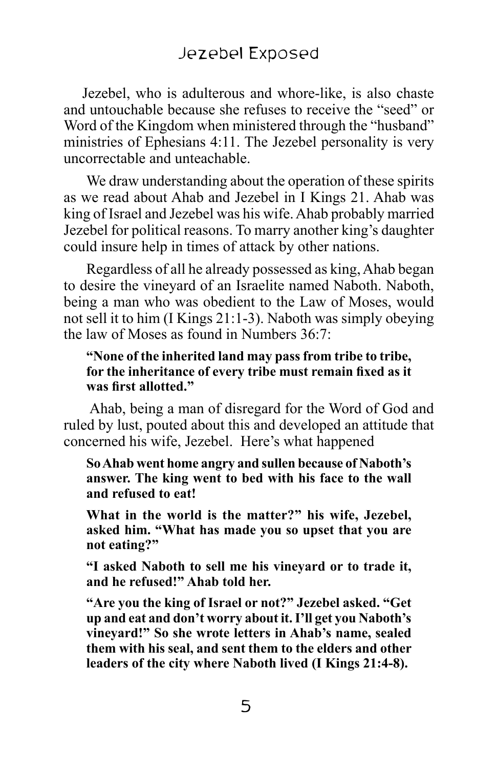Jezebel, who is adulterous and whore-like, is also chaste and untouchable because she refuses to receive the "seed" or Word of the Kingdom when ministered through the "husband" ministries of Ephesians 4:11. The Jezebel personality is very uncorrectable and unteachable.

We draw understanding about the operation of these spirits as we read about Ahab and Jezebel in I Kings 21. Ahab was king of Israel and Jezebel was his wife. Ahab probably married Jezebel for political reasons. To marry another king's daughter could insure help in times of attack by other nations.

Regardless of all he already possessed as king, Ahab began to desire the vineyard of an Israelite named Naboth. Naboth, being a man who was obedient to the Law of Moses, would not sell it to him (I Kings 21:1-3). Naboth was simply obeying the law of Moses as found in Numbers 36:7:

> **"None of the inherited land may pass from tribe to tribe, for the inheritance of every tribe must remain fixed as it was first allotted."**

Ahab, being a man of disregard for the Word of God and ruled by lust, pouted about this and developed an attitude that concerned his wife, Jezebel. Here's what happened

> **So Ahab went home angry and sullen because of Naboth's answer. The king went to bed with his face to the wall and refused to eat!**
>
> **What in the world is the matter?" his wife, Jezebel, asked him. "What has made you so upset that you are not eating?"**
>
> **"I asked Naboth to sell me his vineyard or to trade it, and he refused!" Ahab told her.**
>
> **"Are you the king of Israel or not?" Jezebel asked. "Get up and eat and don't worry about it. I'll get you Naboth's vineyard!" So she wrote letters in Ahab's name, sealed them with his seal, and sent them to the elders and other leaders of the city where Naboth lived (I Kings 21:4-8).**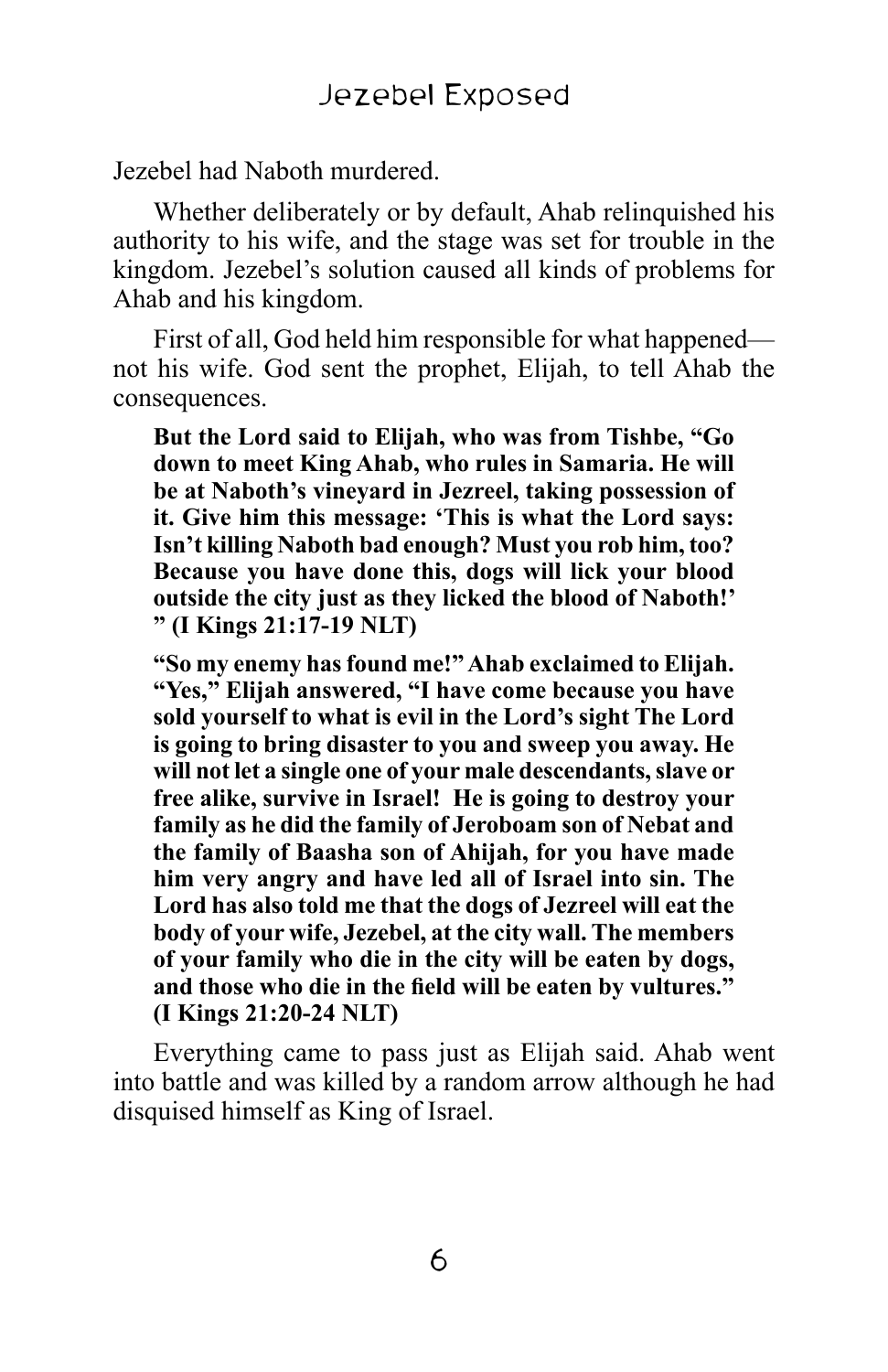Jezebel had Naboth murdered.

Whether deliberately or by default, Ahab relinquished his authority to his wife, and the stage was set for trouble in the kingdom. Jezebel's solution caused all kinds of problems for Ahab and his kingdom.

First of all, God held him responsible for what happened—not his wife. God sent the prophet, Elijah, to tell Ahab the consequences.

> **But the Lord said to Elijah, who was from Tishbe, "Go down to meet King Ahab, who rules in Samaria. He will be at Naboth's vineyard in Jezreel, taking possession of it. Give him this message: 'This is what the Lord says: Isn't killing Naboth bad enough? Must you rob him, too? Because you have done this, dogs will lick your blood outside the city just as they licked the blood of Naboth!' " (I Kings 21:17-19 NLT)**

> **"So my enemy has found me!" Ahab exclaimed to Elijah. "Yes," Elijah answered, "I have come because you have sold yourself to what is evil in the Lord's sight The Lord is going to bring disaster to you and sweep you away. He will not let a single one of your male descendants, slave or free alike, survive in Israel! He is going to destroy your family as he did the family of Jeroboam son of Nebat and the family of Baasha son of Ahijah, for you have made him very angry and have led all of Israel into sin. The Lord has also told me that the dogs of Jezreel will eat the body of your wife, Jezebel, at the city wall. The members of your family who die in the city will be eaten by dogs, and those who die in the field will be eaten by vultures." (I Kings 21:20-24 NLT)**

Everything came to pass just as Elijah said. Ahab went into battle and was killed by a random arrow although he had disquised himself as King of Israel.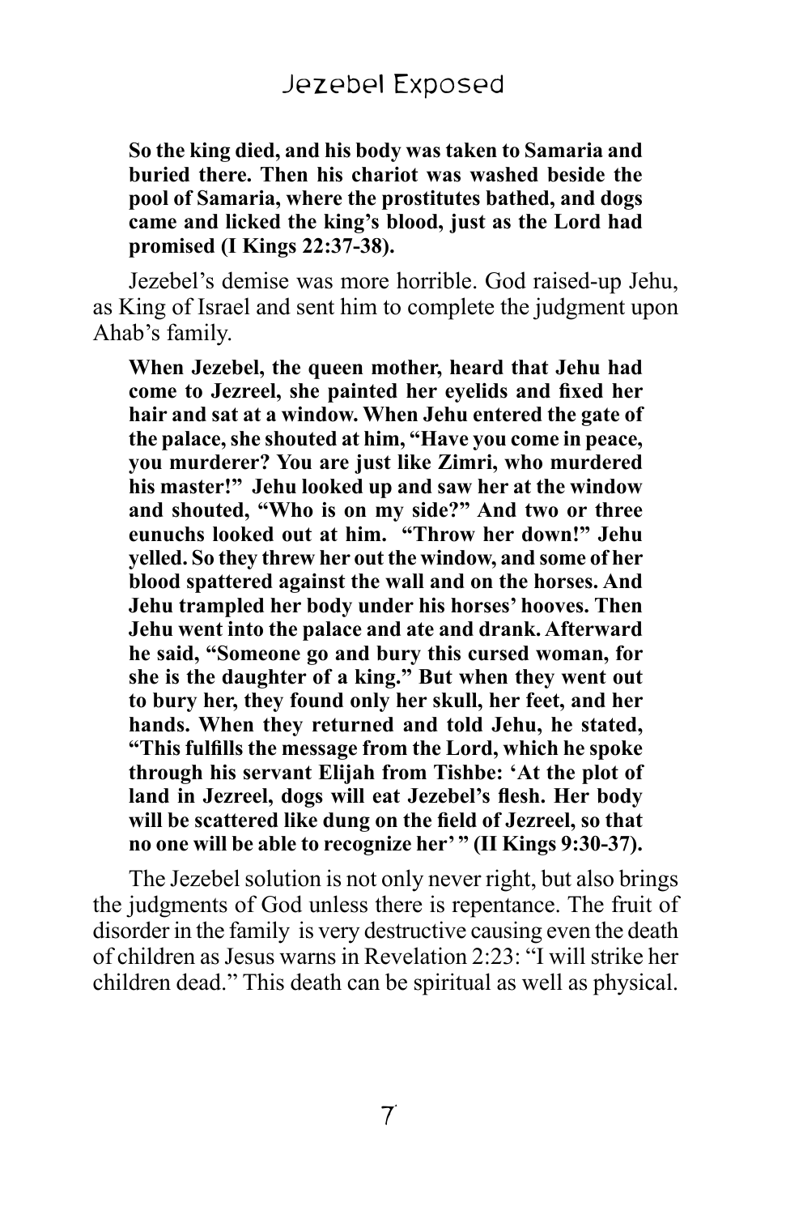**So the king died, and his body was taken to Samaria and buried there. Then his chariot was washed beside the pool of Samaria, where the prostitutes bathed, and dogs came and licked the king's blood, just as the Lord had promised (I Kings 22:37-38).**

Jezebel's demise was more horrible. God raised-up Jehu, as King of Israel and sent him to complete the judgment upon Ahab's family.

**When Jezebel, the queen mother, heard that Jehu had come to Jezreel, she painted her eyelids and fixed her hair and sat at a window. When Jehu entered the gate of the palace, she shouted at him, "Have you come in peace, you murderer? You are just like Zimri, who murdered his master!" Jehu looked up and saw her at the window and shouted, "Who is on my side?" And two or three eunuchs looked out at him. "Throw her down!" Jehu yelled. So they threw her out the window, and some of her blood spattered against the wall and on the horses. And Jehu trampled her body under his horses' hooves. Then Jehu went into the palace and ate and drank. Afterward he said, "Someone go and bury this cursed woman, for she is the daughter of a king." But when they went out to bury her, they found only her skull, her feet, and her hands. When they returned and told Jehu, he stated, "This fulfills the message from the Lord, which he spoke through his servant Elijah from Tishbe: 'At the plot of land in Jezreel, dogs will eat Jezebel's flesh. Her body will be scattered like dung on the field of Jezreel, so that no one will be able to recognize her' " (II Kings 9:30-37).**

The Jezebel solution is not only never right, but also brings the judgments of God unless there is repentance. The fruit of disorder in the family is very destructive causing even the death of children as Jesus warns in Revelation 2:23: "I will strike her children dead." This death can be spiritual as well as physical.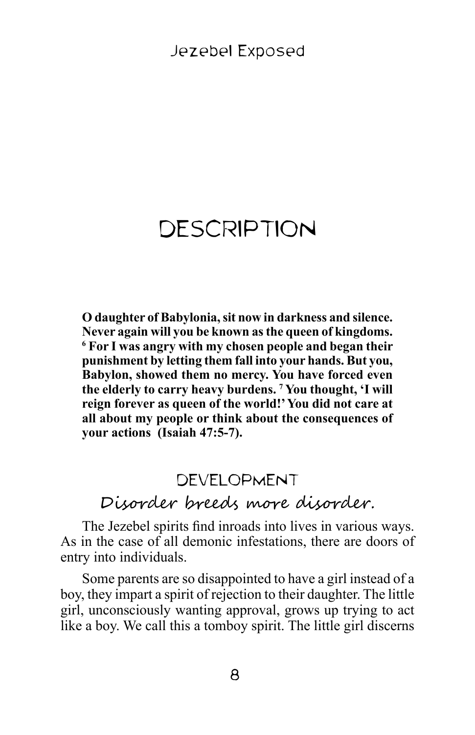# DESCRIPTION

**O daughter of Babylonia, sit now in darkness and silence. Never again will you be known as the queen of kingdoms. [6] For I was angry with my chosen people and began their punishment by letting them fall into your hands. But you, Babylon, showed them no mercy. You have forced even the elderly to carry heavy burdens. [7] You thought, 'I will reign forever as queen of the world!' You did not care at all about my people or think about the consequences of your actions (Isaiah 47:5-7).**

## DEVELOPMENT

### *Disorder breeds more disorder.*

The Jezebel spirits find inroads into lives in various ways. As in the case of all demonic infestations, there are doors of entry into individuals.

Some parents are so disappointed to have a girl instead of a boy, they impart a spirit of rejection to their daughter. The little girl, unconsciously wanting approval, grows up trying to act like a boy. We call this a tomboy spirit. The little girl discerns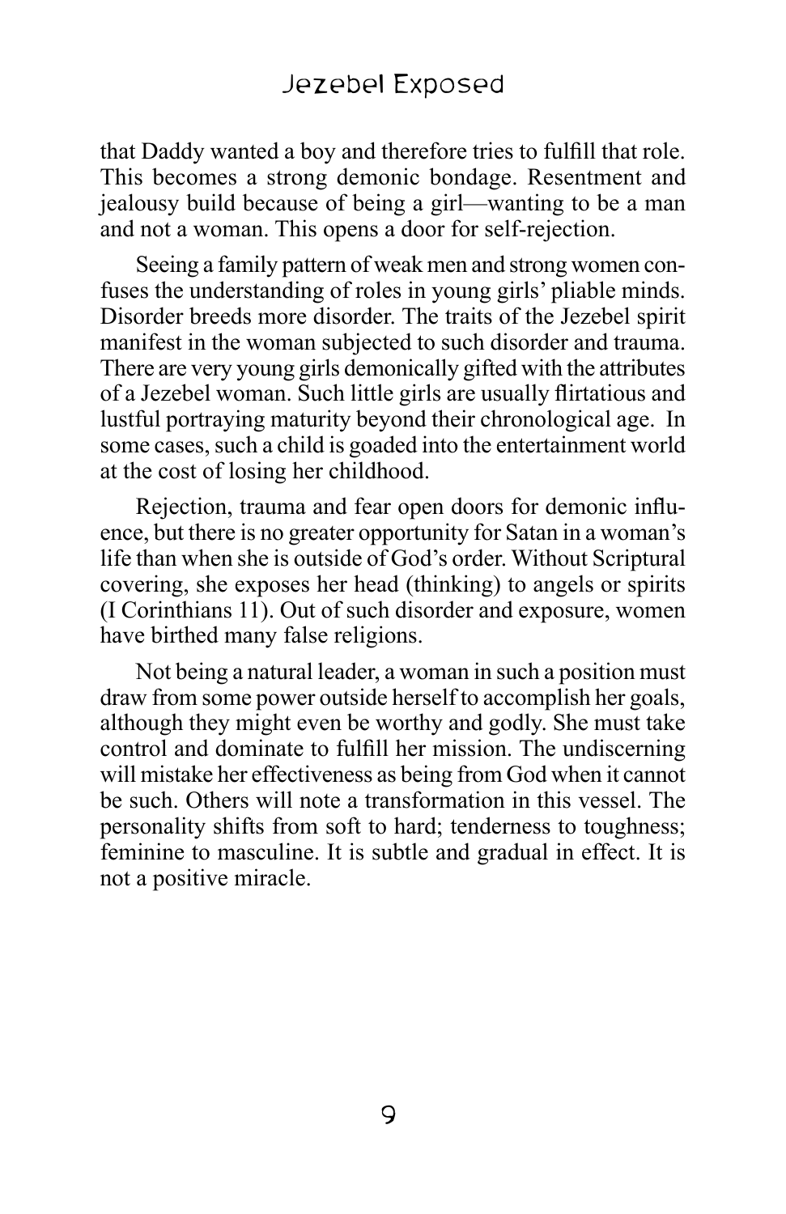that Daddy wanted a boy and therefore tries to fulfill that role. This becomes a strong demonic bondage. Resentment and jealousy build because of being a girl—wanting to be a man and not a woman. This opens a door for self-rejection.

Seeing a family pattern of weak men and strong women confuses the understanding of roles in young girls' pliable minds. Disorder breeds more disorder. The traits of the Jezebel spirit manifest in the woman subjected to such disorder and trauma. There are very young girls demonically gifted with the attributes of a Jezebel woman. Such little girls are usually flirtatious and lustful portraying maturity beyond their chronological age. In some cases, such a child is goaded into the entertainment world at the cost of losing her childhood.

Rejection, trauma and fear open doors for demonic influence, but there is no greater opportunity for Satan in a woman's life than when she is outside of God's order. Without Scriptural covering, she exposes her head (thinking) to angels or spirits (I Corinthians 11). Out of such disorder and exposure, women have birthed many false religions.

Not being a natural leader, a woman in such a position must draw from some power outside herself to accomplish her goals, although they might even be worthy and godly. She must take control and dominate to fulfill her mission. The undiscerning will mistake her effectiveness as being from God when it cannot be such. Others will note a transformation in this vessel. The personality shifts from soft to hard; tenderness to toughness; feminine to masculine. It is subtle and gradual in effect. It is not a positive miracle.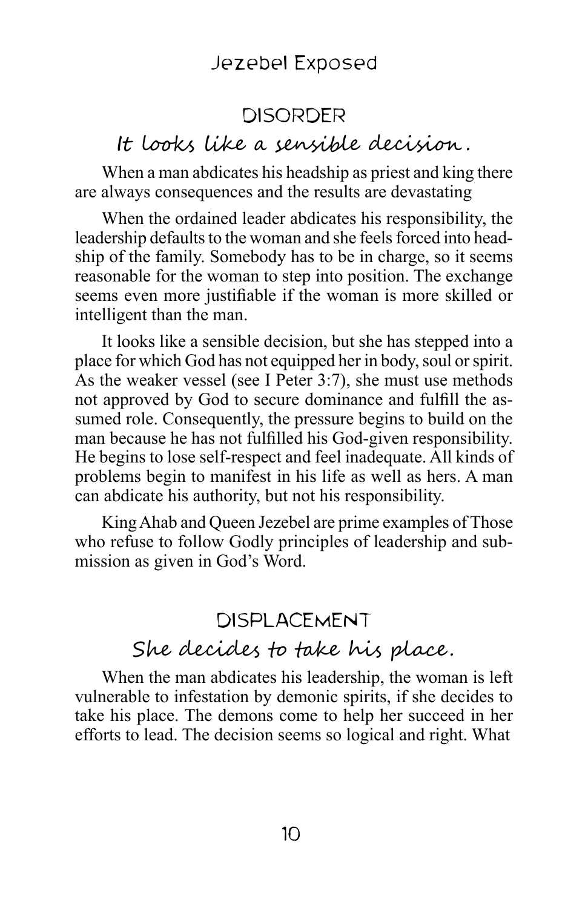## DISORDER

### *It looks like a sensible decision.*

When a man abdicates his headship as priest and king there are always consequences and the results are devastating

When the ordained leader abdicates his responsibility, the leadership defaults to the woman and she feels forced into headship of the family. Somebody has to be in charge, so it seems reasonable for the woman to step into position. The exchange seems even more justifiable if the woman is more skilled or intelligent than the man.

It looks like a sensible decision, but she has stepped into a place for which God has not equipped her in body, soul or spirit. As the weaker vessel (see I Peter 3:7), she must use methods not approved by God to secure dominance and fulfill the assumed role. Consequently, the pressure begins to build on the man because he has not fulfilled his God-given responsibility. He begins to lose self-respect and feel inadequate. All kinds of problems begin to manifest in his life as well as hers. A man can abdicate his authority, but not his responsibility.

King Ahab and Queen Jezebel are prime examples of Those who refuse to follow Godly principles of leadership and submission as given in God's Word.

## DISPLACEMENT

### *She decides to take his place.*

When the man abdicates his leadership, the woman is left vulnerable to infestation by demonic spirits, if she decides to take his place. The demons come to help her succeed in her efforts to lead. The decision seems so logical and right. What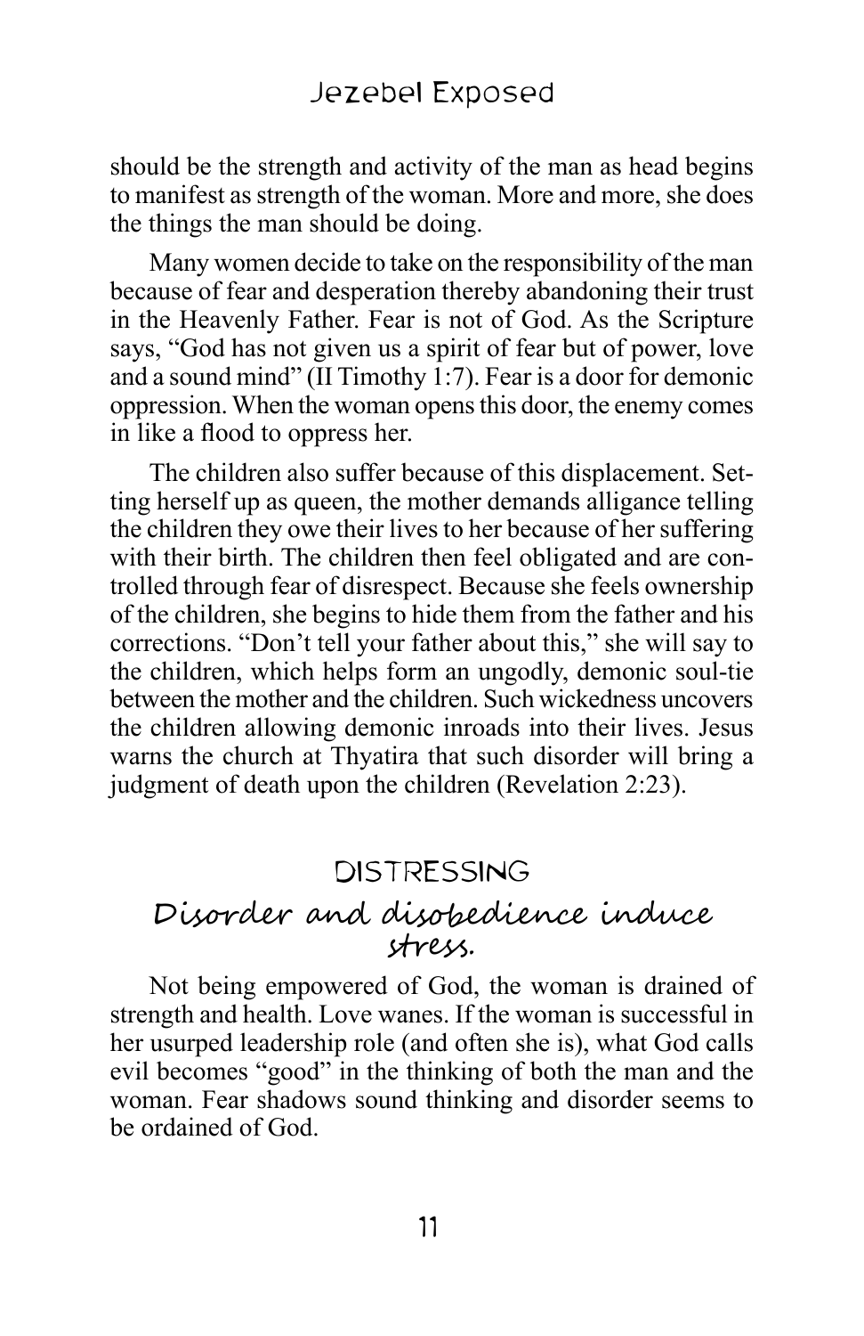should be the strength and activity of the man as head begins to manifest as strength of the woman. More and more, she does the things the man should be doing.

Many women decide to take on the responsibility of the man because of fear and desperation thereby abandoning their trust in the Heavenly Father. Fear is not of God. As the Scripture says, "God has not given us a spirit of fear but of power, love and a sound mind" (II Timothy 1:7). Fear is a door for demonic oppression. When the woman opens this door, the enemy comes in like a flood to oppress her.

The children also suffer because of this displacement. Setting herself up as queen, the mother demands alligance telling the children they owe their lives to her because of her suffering with their birth. The children then feel obligated and are controlled through fear of disrespect. Because she feels ownership of the children, she begins to hide them from the father and his corrections. "Don't tell your father about this," she will say to the children, which helps form an ungodly, demonic soul-tie between the mother and the children. Such wickedness uncovers the children allowing demonic inroads into their lives. Jesus warns the church at Thyatira that such disorder will bring a judgment of death upon the children (Revelation 2:23).

## DISTRESSING

### Disorder and disobedience induce stress.

Not being empowered of God, the woman is drained of strength and health. Love wanes. If the woman is successful in her usurped leadership role (and often she is), what God calls evil becomes "good" in the thinking of both the man and the woman. Fear shadows sound thinking and disorder seems to be ordained of God.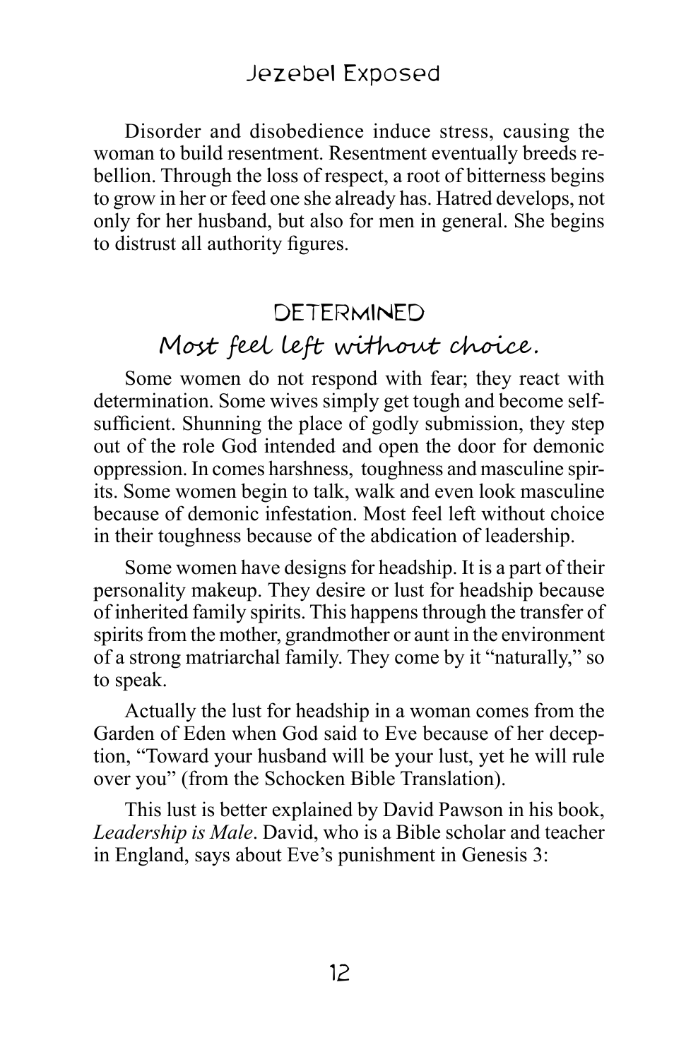Disorder and disobedience induce stress, causing the woman to build resentment. Resentment eventually breeds rebellion. Through the loss of respect, a root of bitterness begins to grow in her or feed one she already has. Hatred develops, not only for her husband, but also for men in general. She begins to distrust all authority figures.

## DETERMINED

### *Most feel left without choice.*

Some women do not respond with fear; they react with determination. Some wives simply get tough and become self-sufficient. Shunning the place of godly submission, they step out of the role God intended and open the door for demonic oppression. In comes harshness, toughness and masculine spirits. Some women begin to talk, walk and even look masculine because of demonic infestation. Most feel left without choice in their toughness because of the abdication of leadership.

Some women have designs for headship. It is a part of their personality makeup. They desire or lust for headship because of inherited family spirits. This happens through the transfer of spirits from the mother, grandmother or aunt in the environment of a strong matriarchal family. They come by it "naturally," so to speak.

Actually the lust for headship in a woman comes from the Garden of Eden when God said to Eve because of her deception, "Toward your husband will be your lust, yet he will rule over you" (from the Schocken Bible Translation).

This lust is better explained by David Pawson in his book, *Leadership is Male*. David, who is a Bible scholar and teacher in England, says about Eve's punishment in Genesis 3: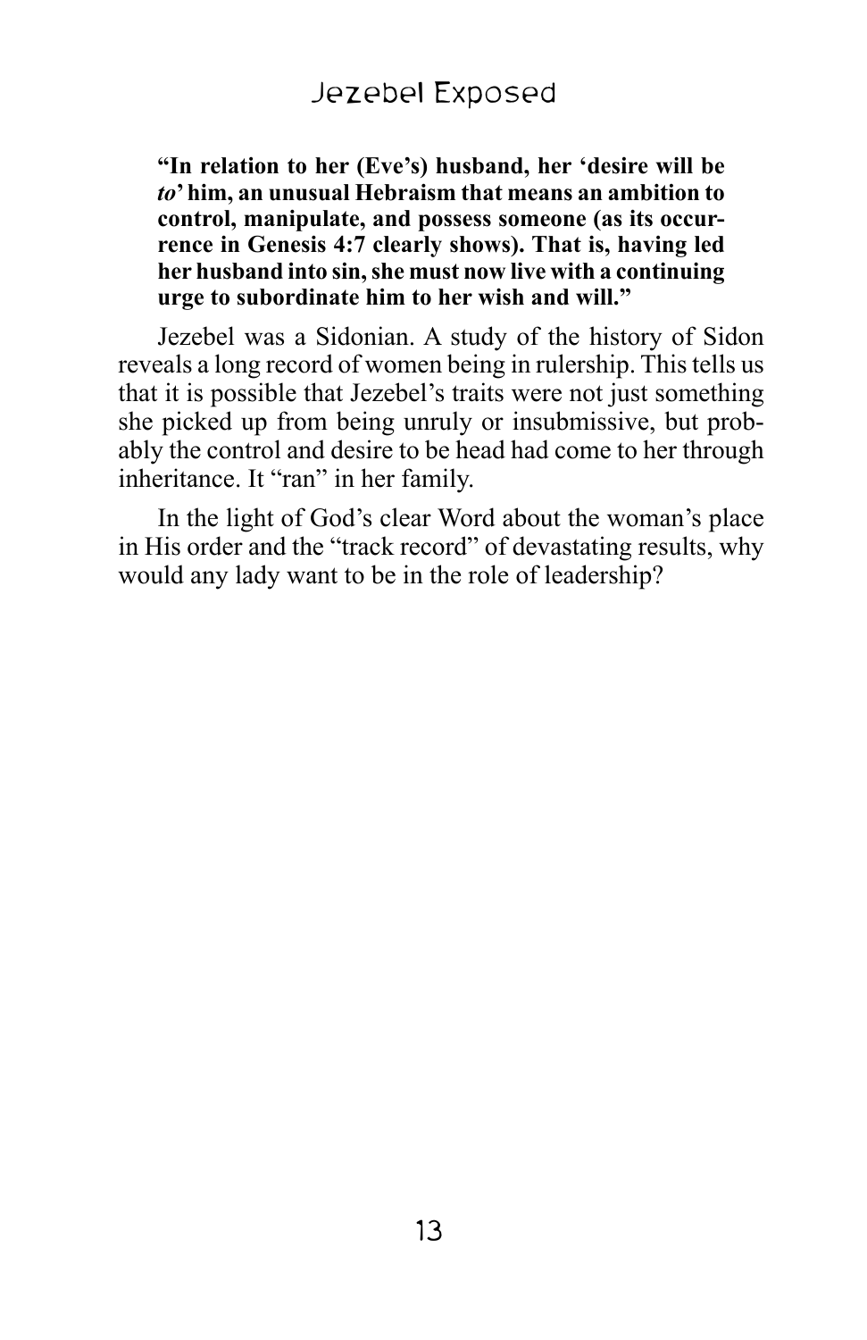> **"In relation to her (Eve's) husband, her 'desire will be *to*' him, an unusual Hebraism that means an ambition to control, manipulate, and possess someone (as its occurrence in Genesis 4:7 clearly shows). That is, having led her husband into sin, she must now live with a continuing urge to subordinate him to her wish and will."**

Jezebel was a Sidonian. A study of the history of Sidon reveals a long record of women being in rulership. This tells us that it is possible that Jezebel's traits were not just something she picked up from being unruly or insubmissive, but probably the control and desire to be head had come to her through inheritance. It "ran" in her family.

In the light of God's clear Word about the woman's place in His order and the "track record" of devastating results, why would any lady want to be in the role of leadership?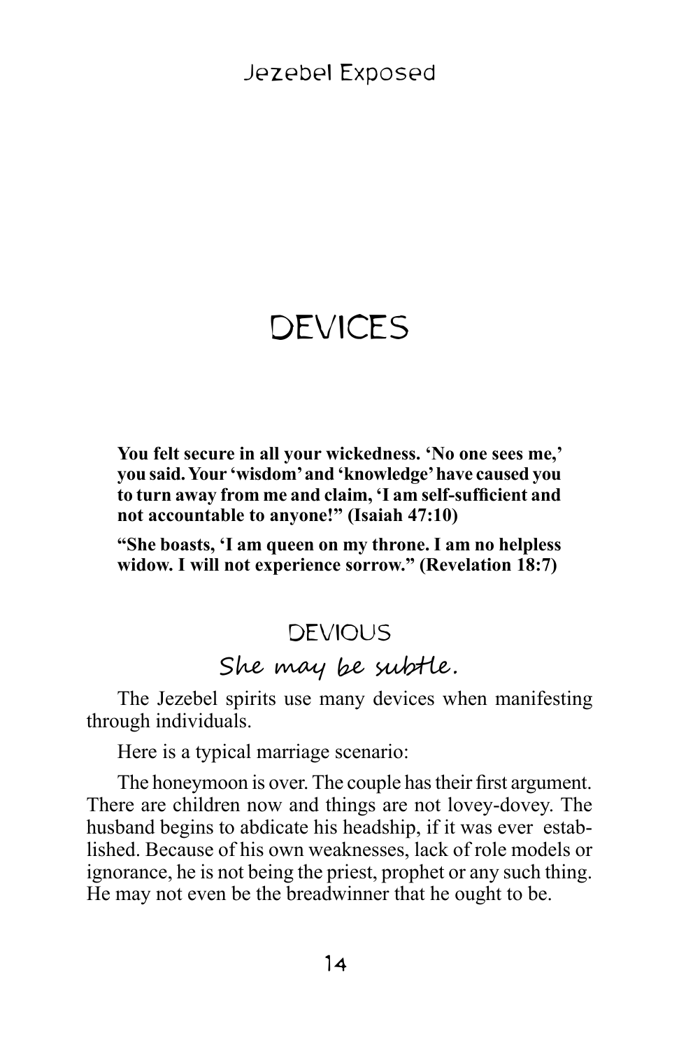# DEVICES

**You felt secure in all your wickedness. 'No one sees me,' you said. Your 'wisdom' and 'knowledge' have caused you to turn away from me and claim, 'I am self-sufficient and not accountable to anyone!" (Isaiah 47:10)**

**"She boasts, 'I am queen on my throne. I am no helpless widow. I will not experience sorrow." (Revelation 18:7)**

## DEVIOUS

### She may be subtle.

The Jezebel spirits use many devices when manifesting through individuals.

Here is a typical marriage scenario:

The honeymoon is over. The couple has their first argument. There are children now and things are not lovey-dovey. The husband begins to abdicate his headship, if it was ever established. Because of his own weaknesses, lack of role models or ignorance, he is not being the priest, prophet or any such thing. He may not even be the breadwinner that he ought to be.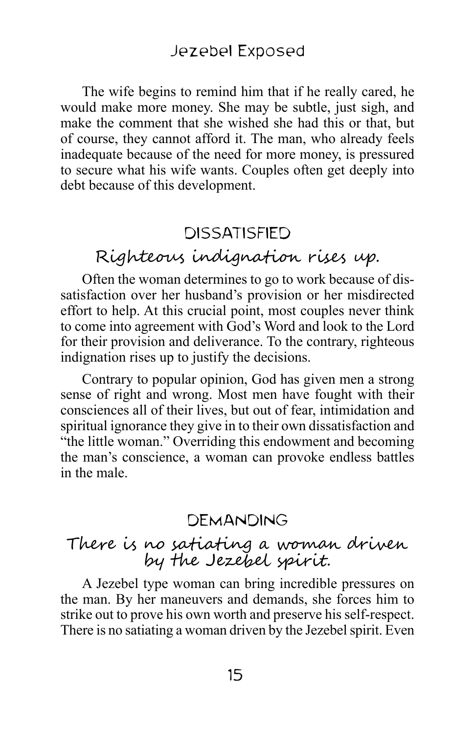The wife begins to remind him that if he really cared, he would make more money. She may be subtle, just sigh, and make the comment that she wished she had this or that, but of course, they cannot afford it. The man, who already feels inadequate because of the need for more money, is pressured to secure what his wife wants. Couples often get deeply into debt because of this development.

## DISSATISFIED

### *Righteous indignation rises up.*

Often the woman determines to go to work because of dissatisfaction over her husband's provision or her misdirected effort to help. At this crucial point, most couples never think to come into agreement with God's Word and look to the Lord for their provision and deliverance. To the contrary, righteous indignation rises up to justify the decisions.

Contrary to popular opinion, God has given men a strong sense of right and wrong. Most men have fought with their consciences all of their lives, but out of fear, intimidation and spiritual ignorance they give in to their own dissatisfaction and "the little woman." Overriding this endowment and becoming the man's conscience, a woman can provoke endless battles in the male.

## DEMANDING

### *There is no satiating a woman driven by the Jezebel spirit.*

A Jezebel type woman can bring incredible pressures on the man. By her maneuvers and demands, she forces him to strike out to prove his own worth and preserve his self-respect. There is no satiating a woman driven by the Jezebel spirit. Even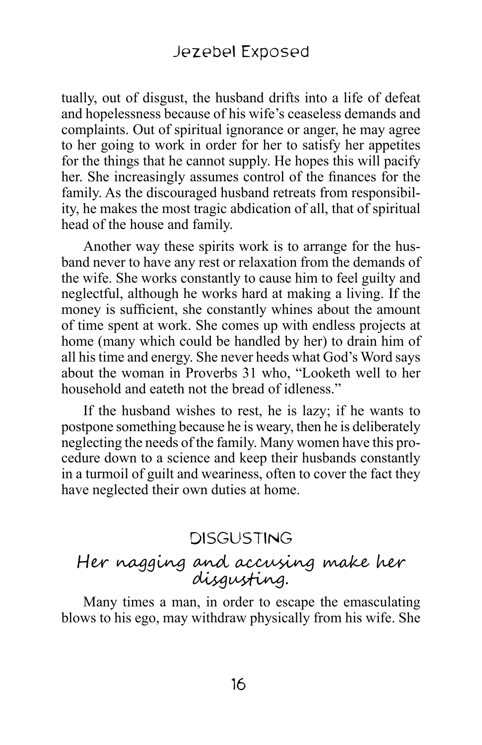tually, out of disgust, the husband drifts into a life of defeat and hopelessness because of his wife's ceaseless demands and complaints. Out of spiritual ignorance or anger, he may agree to her going to work in order for her to satisfy her appetites for the things that he cannot supply. He hopes this will pacify her. She increasingly assumes control of the finances for the family. As the discouraged husband retreats from responsibility, he makes the most tragic abdication of all, that of spiritual head of the house and family.

Another way these spirits work is to arrange for the husband never to have any rest or relaxation from the demands of the wife. She works constantly to cause him to feel guilty and neglectful, although he works hard at making a living. If the money is sufficient, she constantly whines about the amount of time spent at work. She comes up with endless projects at home (many which could be handled by her) to drain him of all his time and energy. She never heeds what God's Word says about the woman in Proverbs 31 who, "Looketh well to her household and eateth not the bread of idleness."

If the husband wishes to rest, he is lazy; if he wants to postpone something because he is weary, then he is deliberately neglecting the needs of the family. Many women have this procedure down to a science and keep their husbands constantly in a turmoil of guilt and weariness, often to cover the fact they have neglected their own duties at home.

## DISGUSTING

### *Her nagging and accusing make her disgusting.*

Many times a man, in order to escape the emasculating blows to his ego, may withdraw physically from his wife. She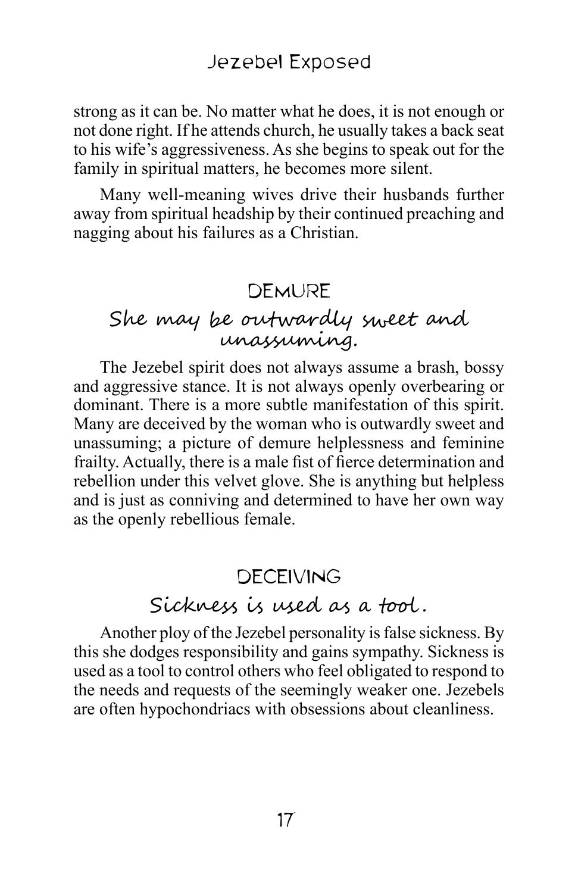strong as it can be. No matter what he does, it is not enough or not done right. If he attends church, he usually takes a back seat to his wife's aggressiveness. As she begins to speak out for the family in spiritual matters, he becomes more silent.

Many well-meaning wives drive their husbands further away from spiritual headship by their continued preaching and nagging about his failures as a Christian.

## DEMURE

### *She may be outwardly sweet and unassuming.*

The Jezebel spirit does not always assume a brash, bossy and aggressive stance. It is not always openly overbearing or dominant. There is a more subtle manifestation of this spirit. Many are deceived by the woman who is outwardly sweet and unassuming; a picture of demure helplessness and feminine frailty. Actually, there is a male fist of fierce determination and rebellion under this velvet glove. She is anything but helpless and is just as conniving and determined to have her own way as the openly rebellious female.

## DECEIVING

### *Sickness is used as a tool.*

Another ploy of the Jezebel personality is false sickness. By this she dodges responsibility and gains sympathy. Sickness is used as a tool to control others who feel obligated to respond to the needs and requests of the seemingly weaker one. Jezebels are often hypochondriacs with obsessions about cleanliness.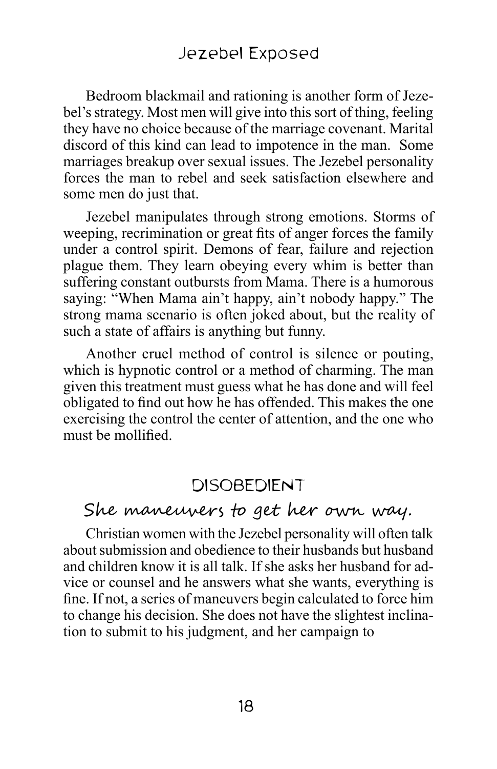Bedroom blackmail and rationing is another form of Jezebel's strategy. Most men will give into this sort of thing, feeling they have no choice because of the marriage covenant. Marital discord of this kind can lead to impotence in the man. Some marriages breakup over sexual issues. The Jezebel personality forces the man to rebel and seek satisfaction elsewhere and some men do just that.

Jezebel manipulates through strong emotions. Storms of weeping, recrimination or great fits of anger forces the family under a control spirit. Demons of fear, failure and rejection plague them. They learn obeying every whim is better than suffering constant outbursts from Mama. There is a humorous saying: "When Mama ain't happy, ain't nobody happy." The strong mama scenario is often joked about, but the reality of such a state of affairs is anything but funny.

Another cruel method of control is silence or pouting, which is hypnotic control or a method of charming. The man given this treatment must guess what he has done and will feel obligated to find out how he has offended. This makes the one exercising the control the center of attention, and the one who must be mollified.

## DISOBEDIENT

### She maneuvers to get her own way.

Christian women with the Jezebel personality will often talk about submission and obedience to their husbands but husband and children know it is all talk. If she asks her husband for advice or counsel and he answers what she wants, everything is fine. If not, a series of maneuvers begin calculated to force him to change his decision. She does not have the slightest inclination to submit to his judgment, and her campaign to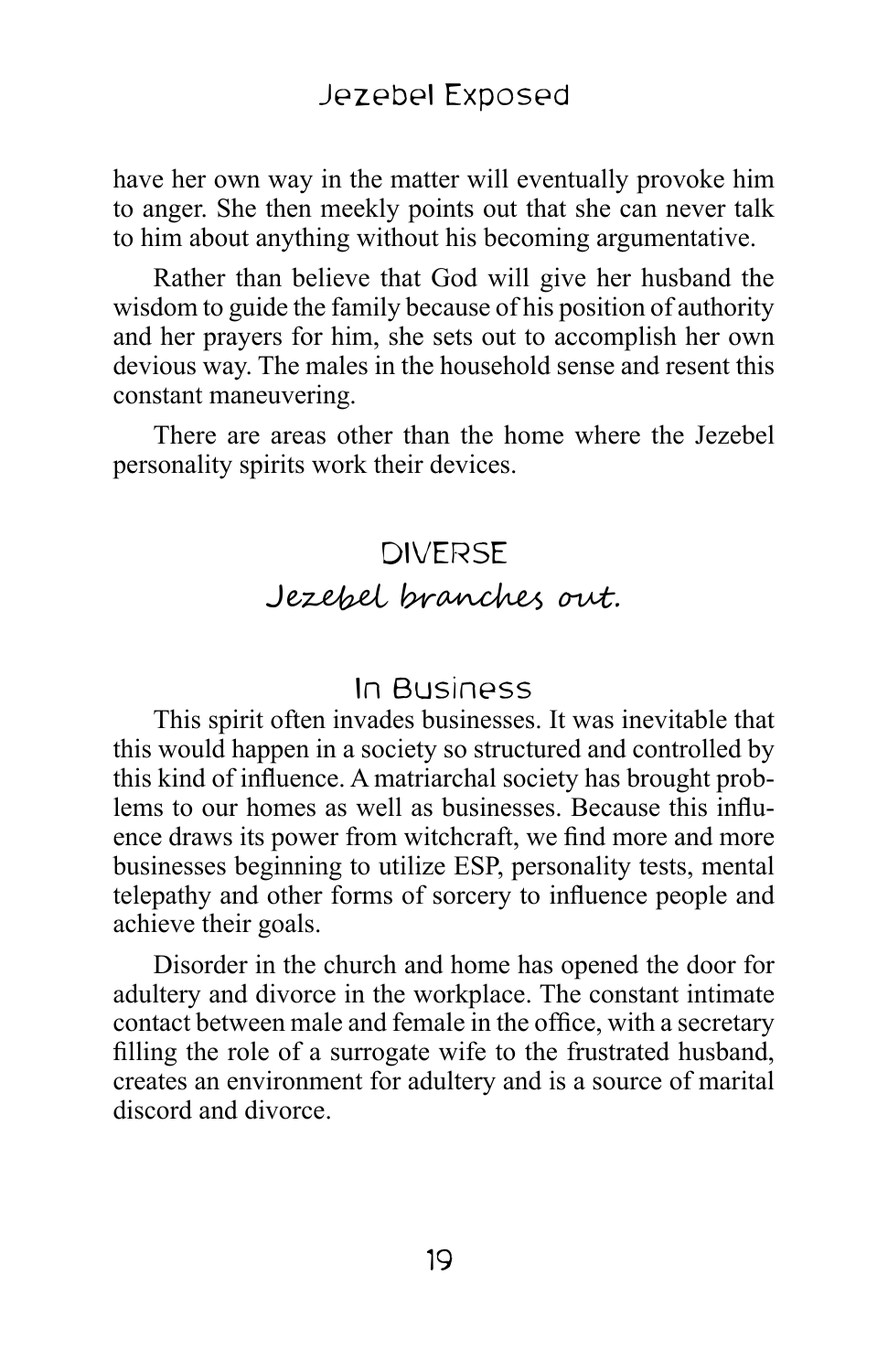have her own way in the matter will eventually provoke him to anger. She then meekly points out that she can never talk to him about anything without his becoming argumentative.

Rather than believe that God will give her husband the wisdom to guide the family because of his position of authority and her prayers for him, she sets out to accomplish her own devious way. The males in the household sense and resent this constant maneuvering.

There are areas other than the home where the Jezebel personality spirits work their devices.

## DIVERSE

### *Jezebel branches out.*

#### In Business

This spirit often invades businesses. It was inevitable that this would happen in a society so structured and controlled by this kind of influence. A matriarchal society has brought problems to our homes as well as businesses. Because this influence draws its power from witchcraft, we find more and more businesses beginning to utilize ESP, personality tests, mental telepathy and other forms of sorcery to influence people and achieve their goals.

Disorder in the church and home has opened the door for adultery and divorce in the workplace. The constant intimate contact between male and female in the office, with a secretary filling the role of a surrogate wife to the frustrated husband, creates an environment for adultery and is a source of marital discord and divorce.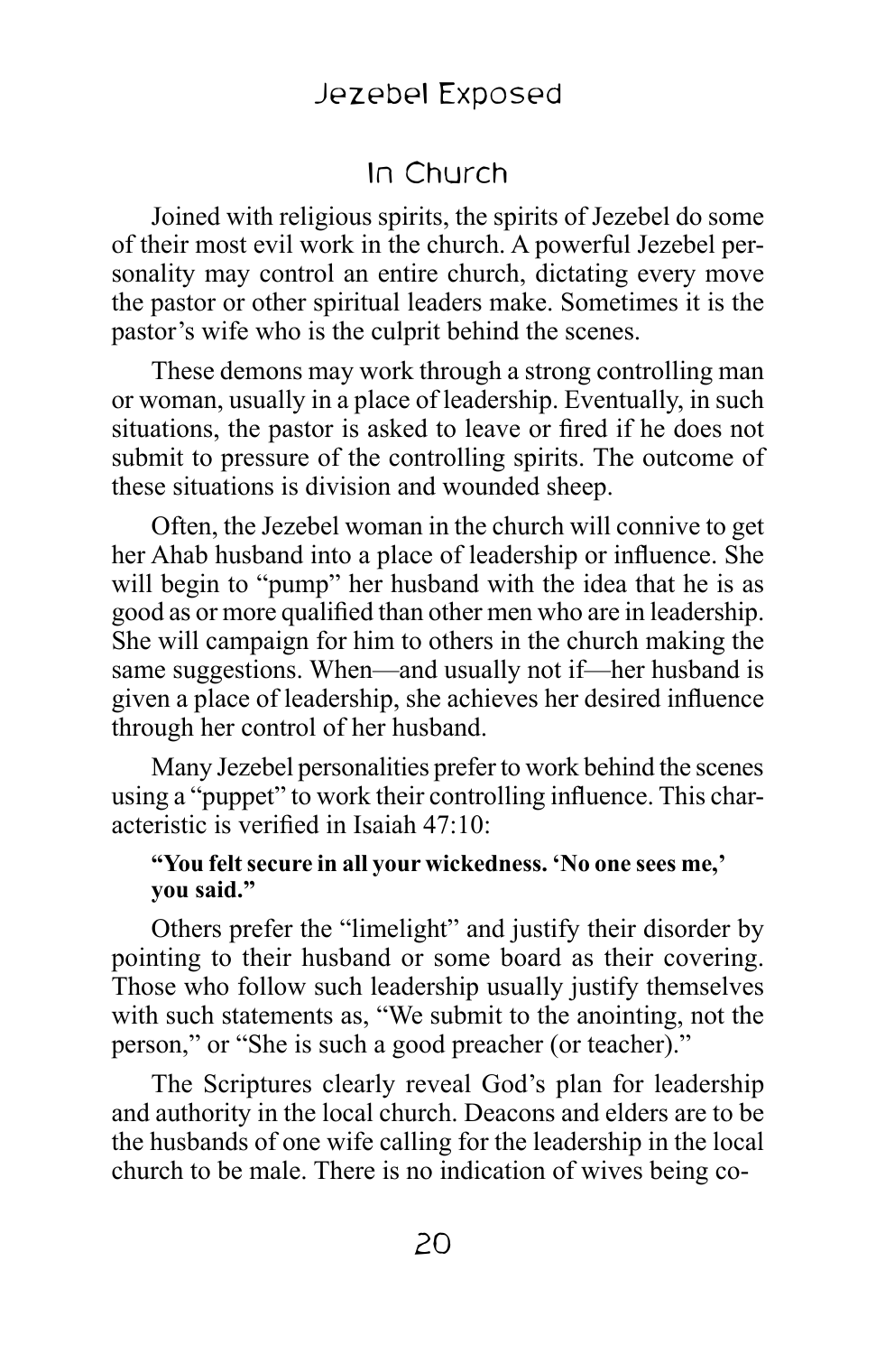## In Church

Joined with religious spirits, the spirits of Jezebel do some of their most evil work in the church. A powerful Jezebel personality may control an entire church, dictating every move the pastor or other spiritual leaders make. Sometimes it is the pastor's wife who is the culprit behind the scenes.

These demons may work through a strong controlling man or woman, usually in a place of leadership. Eventually, in such situations, the pastor is asked to leave or fired if he does not submit to pressure of the controlling spirits. The outcome of these situations is division and wounded sheep.

Often, the Jezebel woman in the church will connive to get her Ahab husband into a place of leadership or influence. She will begin to "pump" her husband with the idea that he is as good as or more qualified than other men who are in leadership. She will campaign for him to others in the church making the same suggestions. When—and usually not if—her husband is given a place of leadership, she achieves her desired influence through her control of her husband.

Many Jezebel personalities prefer to work behind the scenes using a "puppet" to work their controlling influence. This characteristic is verified in Isaiah 47:10:

> **"You felt secure in all your wickedness. 'No one sees me,' you said."**

Others prefer the "limelight" and justify their disorder by pointing to their husband or some board as their covering. Those who follow such leadership usually justify themselves with such statements as, "We submit to the anointing, not the person," or "She is such a good preacher (or teacher)."

The Scriptures clearly reveal God's plan for leadership and authority in the local church. Deacons and elders are to be the husbands of one wife calling for the leadership in the local church to be male. There is no indication of wives being co-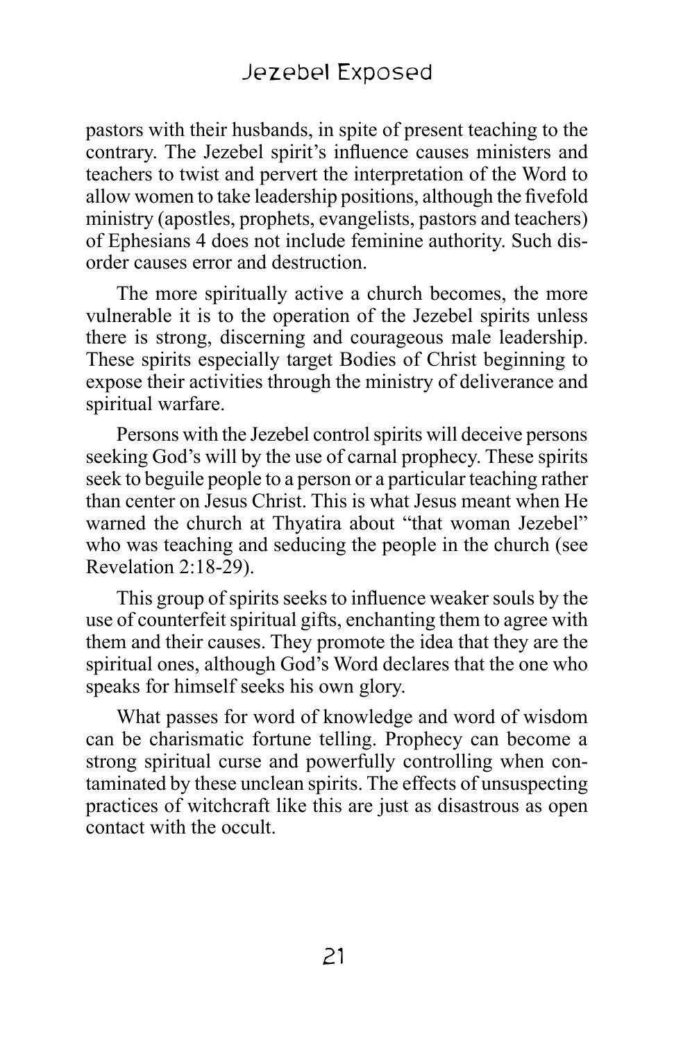pastors with their husbands, in spite of present teaching to the contrary. The Jezebel spirit's influence causes ministers and teachers to twist and pervert the interpretation of the Word to allow women to take leadership positions, although the fivefold ministry (apostles, prophets, evangelists, pastors and teachers) of Ephesians 4 does not include feminine authority. Such disorder causes error and destruction.

The more spiritually active a church becomes, the more vulnerable it is to the operation of the Jezebel spirits unless there is strong, discerning and courageous male leadership. These spirits especially target Bodies of Christ beginning to expose their activities through the ministry of deliverance and spiritual warfare.

Persons with the Jezebel control spirits will deceive persons seeking God's will by the use of carnal prophecy. These spirits seek to beguile people to a person or a particular teaching rather than center on Jesus Christ. This is what Jesus meant when He warned the church at Thyatira about "that woman Jezebel" who was teaching and seducing the people in the church (see Revelation 2:18-29).

This group of spirits seeks to influence weaker souls by the use of counterfeit spiritual gifts, enchanting them to agree with them and their causes. They promote the idea that they are the spiritual ones, although God's Word declares that the one who speaks for himself seeks his own glory.

What passes for word of knowledge and word of wisdom can be charismatic fortune telling. Prophecy can become a strong spiritual curse and powerfully controlling when contaminated by these unclean spirits. The effects of unsuspecting practices of witchcraft like this are just as disastrous as open contact with the occult.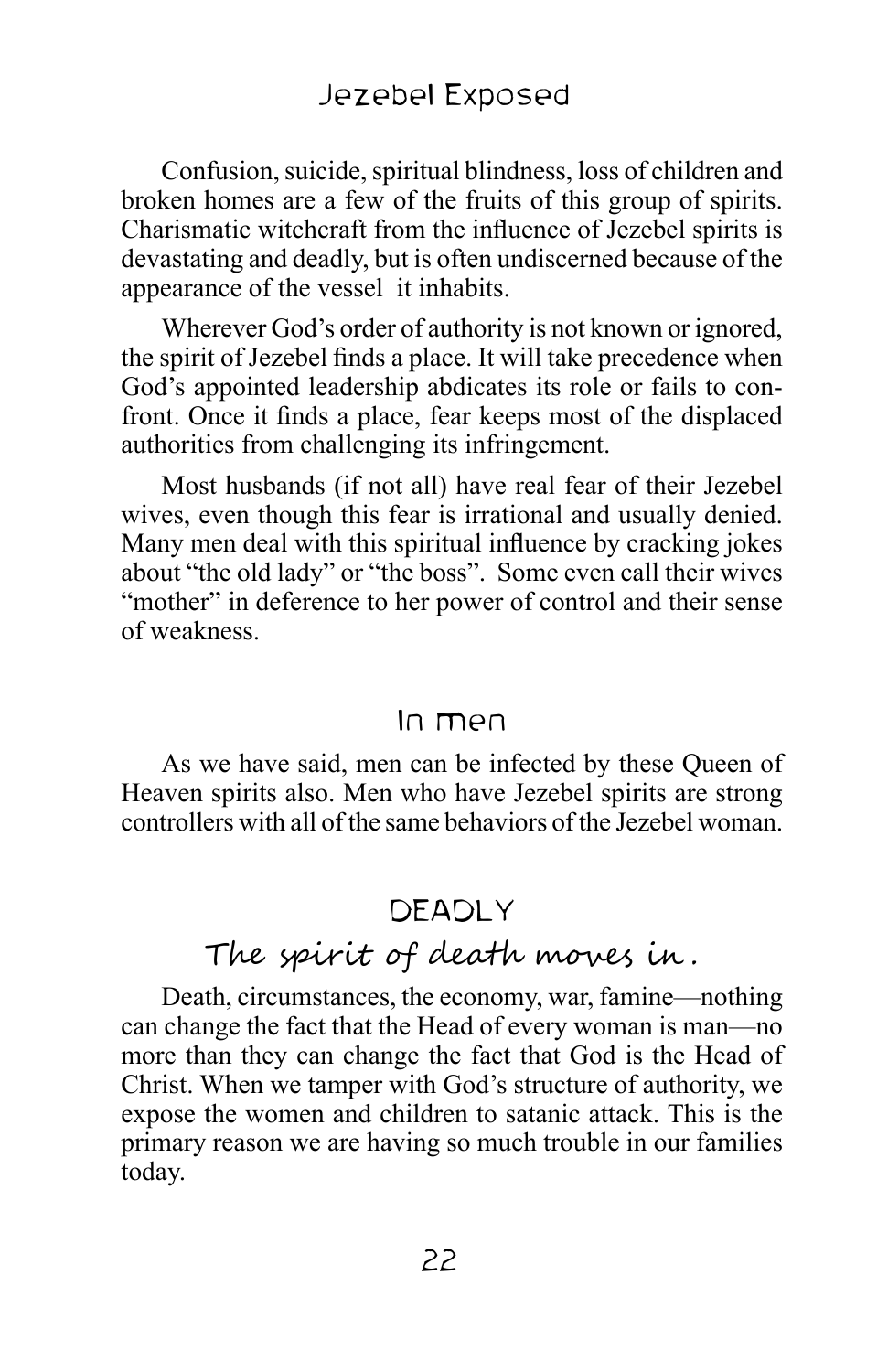Confusion, suicide, spiritual blindness, loss of children and broken homes are a few of the fruits of this group of spirits. Charismatic witchcraft from the influence of Jezebel spirits is devastating and deadly, but is often undiscerned because of the appearance of the vessel it inhabits.

Wherever God's order of authority is not known or ignored, the spirit of Jezebel finds a place. It will take precedence when God's appointed leadership abdicates its role or fails to confront. Once it finds a place, fear keeps most of the displaced authorities from challenging its infringement.

Most husbands (if not all) have real fear of their Jezebel wives, even though this fear is irrational and usually denied. Many men deal with this spiritual influence by cracking jokes about "the old lady" or "the boss". Some even call their wives "mother" in deference to her power of control and their sense of weakness.

## In men

As we have said, men can be infected by these Queen of Heaven spirits also. Men who have Jezebel spirits are strong controllers with all of the same behaviors of the Jezebel woman.

## DEADLY

### The spirit of death moves in.

Death, circumstances, the economy, war, famine—nothing can change the fact that the Head of every woman is man—no more than they can change the fact that God is the Head of Christ. When we tamper with God's structure of authority, we expose the women and children to satanic attack. This is the primary reason we are having so much trouble in our families today.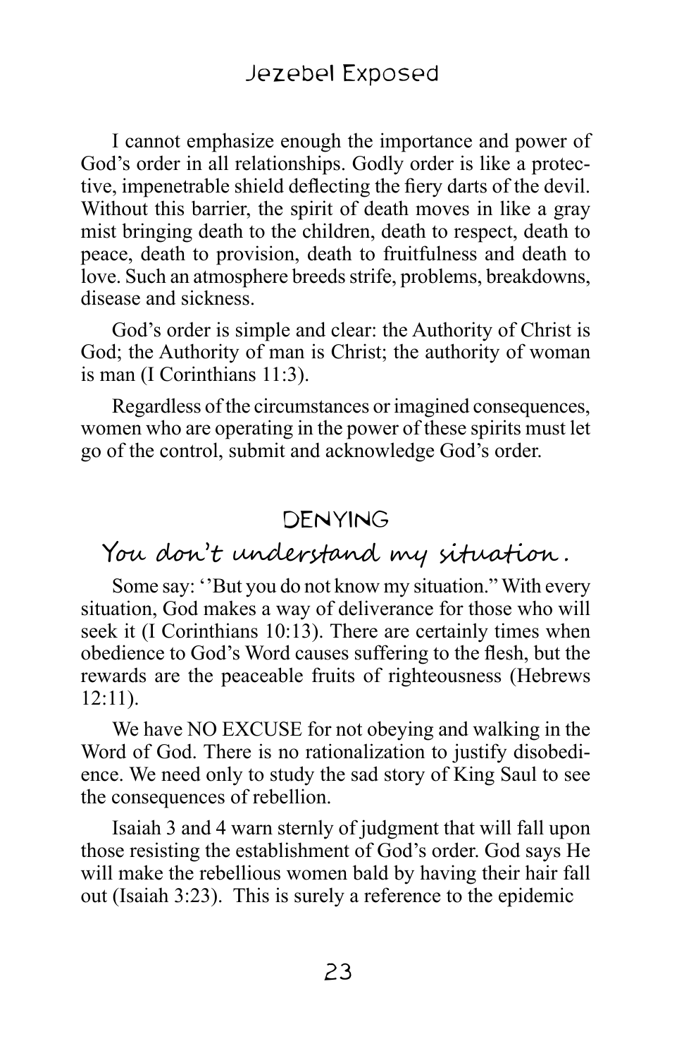I cannot emphasize enough the importance and power of God's order in all relationships. Godly order is like a protective, impenetrable shield deflecting the fiery darts of the devil. Without this barrier, the spirit of death moves in like a gray mist bringing death to the children, death to respect, death to peace, death to provision, death to fruitfulness and death to love. Such an atmosphere breeds strife, problems, breakdowns, disease and sickness.

God's order is simple and clear: the Authority of Christ is God; the Authority of man is Christ; the authority of woman is man (I Corinthians 11:3).

Regardless of the circumstances or imagined consequences, women who are operating in the power of these spirits must let go of the control, submit and acknowledge God's order.

## DENYING

### You don't understand my situation.

Some say: ''But you do not know my situation." With every situation, God makes a way of deliverance for those who will seek it (I Corinthians 10:13). There are certainly times when obedience to God's Word causes suffering to the flesh, but the rewards are the peaceable fruits of righteousness (Hebrews 12:11).

We have NO EXCUSE for not obeying and walking in the Word of God. There is no rationalization to justify disobedience. We need only to study the sad story of King Saul to see the consequences of rebellion.

Isaiah 3 and 4 warn sternly of judgment that will fall upon those resisting the establishment of God's order. God says He will make the rebellious women bald by having their hair fall out (Isaiah 3:23). This is surely a reference to the epidemic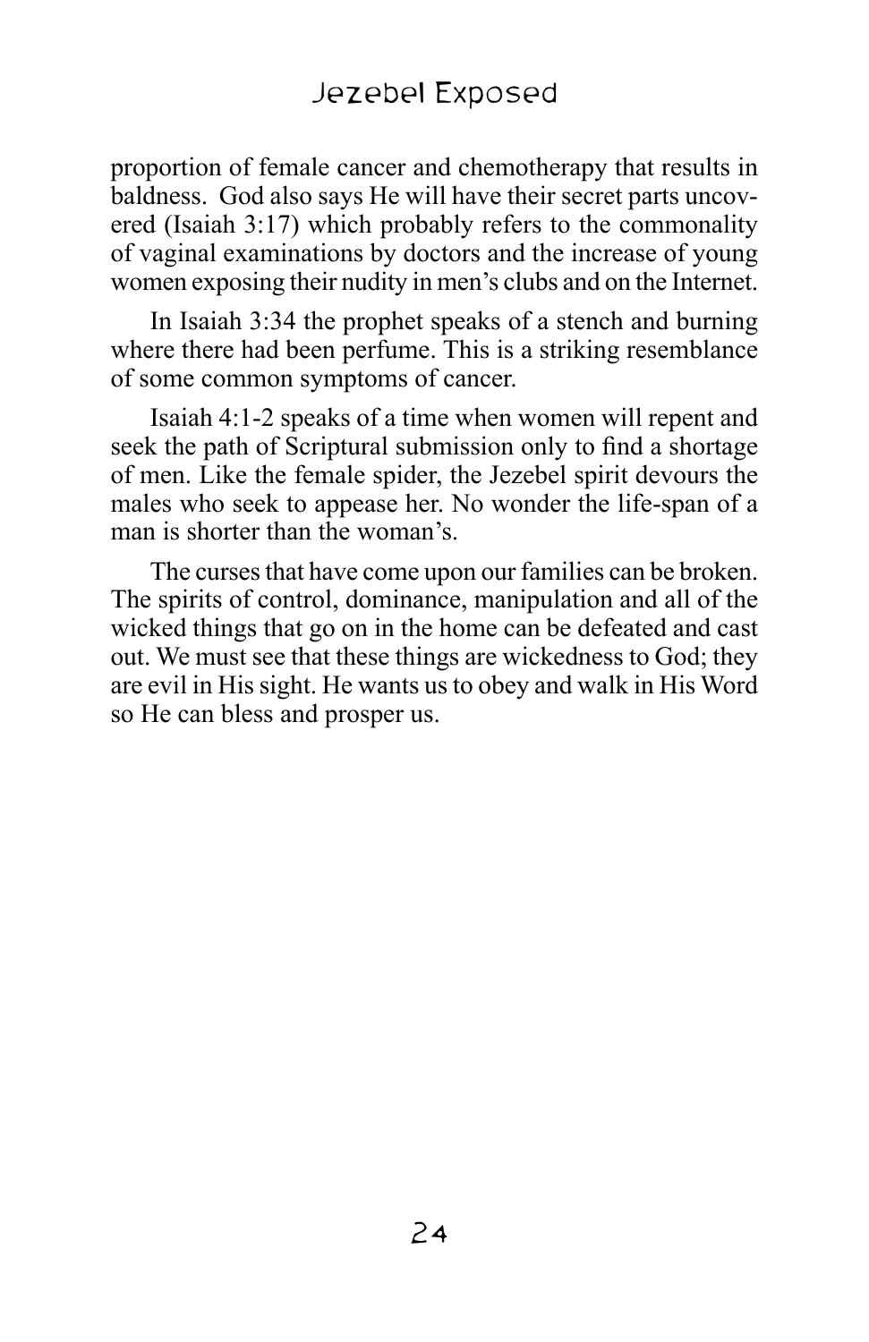proportion of female cancer and chemotherapy that results in baldness. God also says He will have their secret parts uncovered (Isaiah 3:17) which probably refers to the commonality of vaginal examinations by doctors and the increase of young women exposing their nudity in men's clubs and on the Internet.

In Isaiah 3:34 the prophet speaks of a stench and burning where there had been perfume. This is a striking resemblance of some common symptoms of cancer.

Isaiah 4:1-2 speaks of a time when women will repent and seek the path of Scriptural submission only to find a shortage of men. Like the female spider, the Jezebel spirit devours the males who seek to appease her. No wonder the life-span of a man is shorter than the woman's.

The curses that have come upon our families can be broken. The spirits of control, dominance, manipulation and all of the wicked things that go on in the home can be defeated and cast out. We must see that these things are wickedness to God; they are evil in His sight. He wants us to obey and walk in His Word so He can bless and prosper us.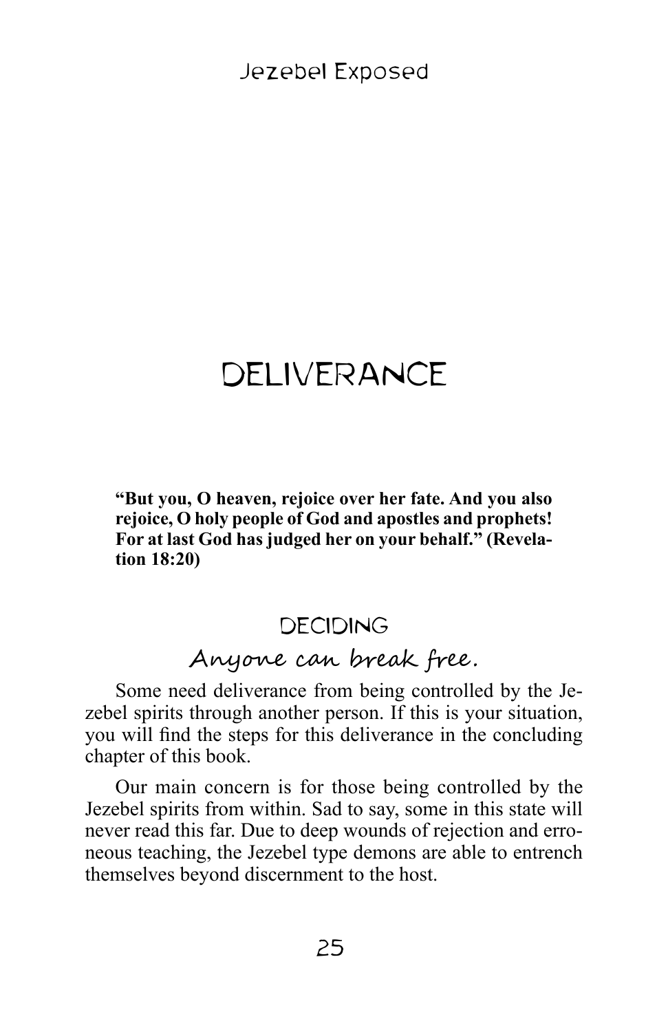# DELIVERANCE

**"But you, O heaven, rejoice over her fate. And you also rejoice, O holy people of God and apostles and prophets! For at last God has judged her on your behalf." (Revelation 18:20)**

## DECIDING

### Anyone can break free.

Some need deliverance from being controlled by the Jezebel spirits through another person. If this is your situation, you will find the steps for this deliverance in the concluding chapter of this book.

Our main concern is for those being controlled by the Jezebel spirits from within. Sad to say, some in this state will never read this far. Due to deep wounds of rejection and erroneous teaching, the Jezebel type demons are able to entrench themselves beyond discernment to the host.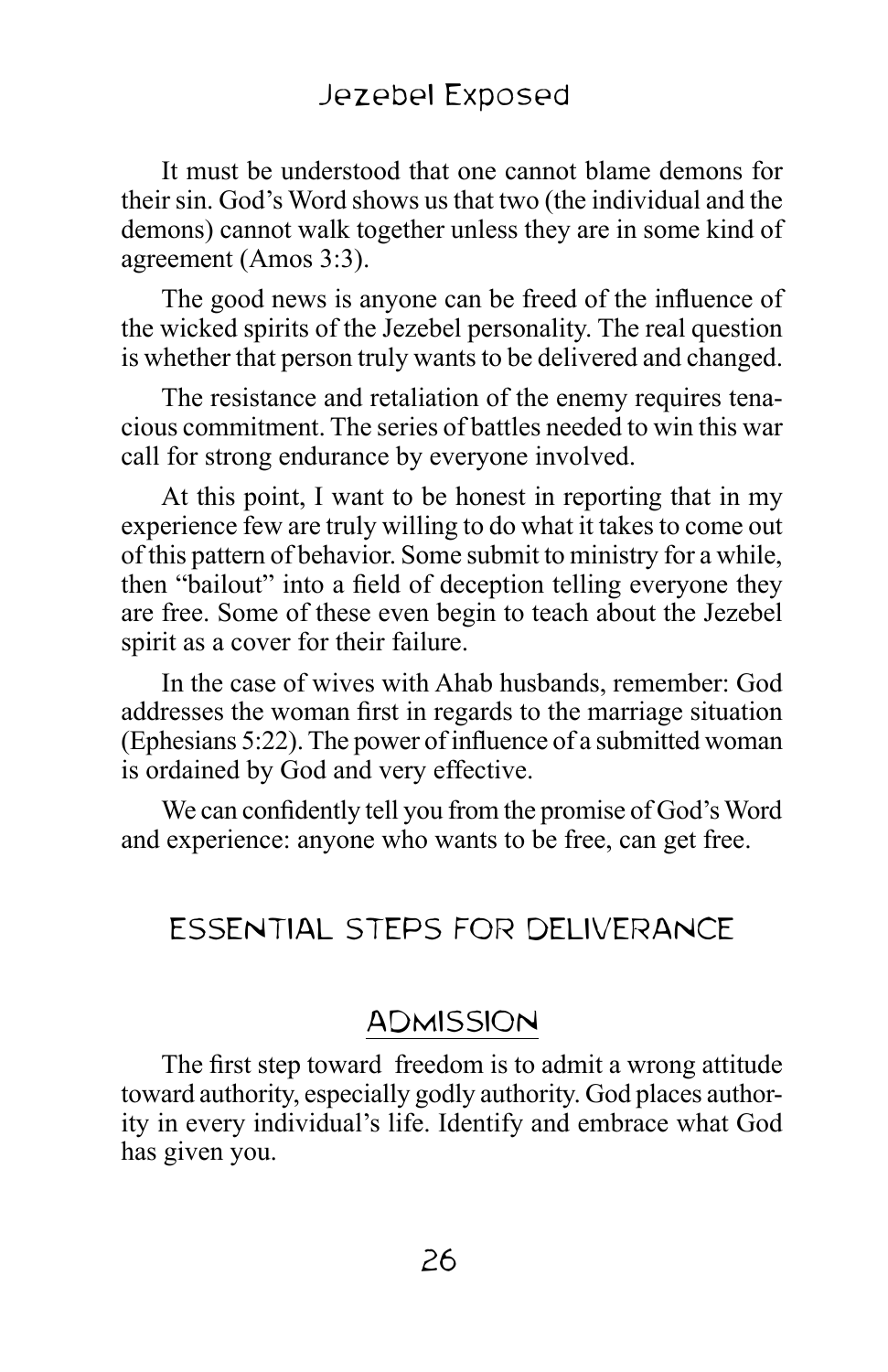It must be understood that one cannot blame demons for their sin. God's Word shows us that two (the individual and the demons) cannot walk together unless they are in some kind of agreement (Amos 3:3).

The good news is anyone can be freed of the influence of the wicked spirits of the Jezebel personality. The real question is whether that person truly wants to be delivered and changed.

The resistance and retaliation of the enemy requires tenacious commitment. The series of battles needed to win this war call for strong endurance by everyone involved.

At this point, I want to be honest in reporting that in my experience few are truly willing to do what it takes to come out of this pattern of behavior. Some submit to ministry for a while, then "bailout" into a field of deception telling everyone they are free. Some of these even begin to teach about the Jezebel spirit as a cover for their failure.

In the case of wives with Ahab husbands, remember: God addresses the woman first in regards to the marriage situation (Ephesians 5:22). The power of influence of a submitted woman is ordained by God and very effective.

We can confidently tell you from the promise of God's Word and experience: anyone who wants to be free, can get free.

## ESSENTIAL STEPS FOR DELIVERANCE

### ADMISSION

The first step toward freedom is to admit a wrong attitude toward authority, especially godly authority. God places authority in every individual's life. Identify and embrace what God has given you.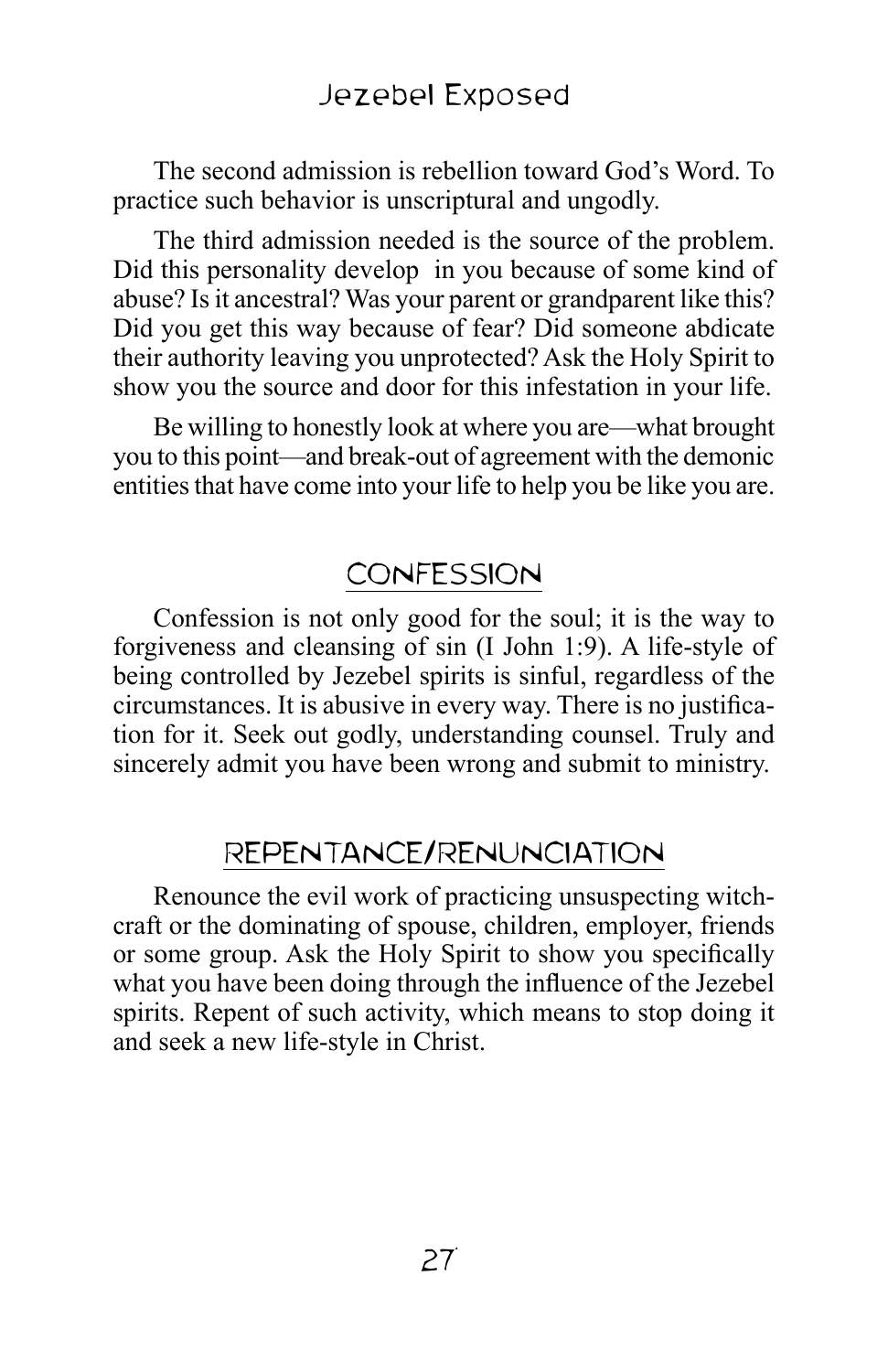The second admission is rebellion toward God's Word. To practice such behavior is unscriptural and ungodly.

The third admission needed is the source of the problem. Did this personality develop in you because of some kind of abuse? Is it ancestral? Was your parent or grandparent like this? Did you get this way because of fear? Did someone abdicate their authority leaving you unprotected? Ask the Holy Spirit to show you the source and door for this infestation in your life.

Be willing to honestly look at where you are—what brought you to this point—and break-out of agreement with the demonic entities that have come into your life to help you be like you are.

## CONFESSION

Confession is not only good for the soul; it is the way to forgiveness and cleansing of sin (I John 1:9). A life-style of being controlled by Jezebel spirits is sinful, regardless of the circumstances. It is abusive in every way. There is no justification for it. Seek out godly, understanding counsel. Truly and sincerely admit you have been wrong and submit to ministry.

## REPENTANCE/RENUNCIATION

Renounce the evil work of practicing unsuspecting witchcraft or the dominating of spouse, children, employer, friends or some group. Ask the Holy Spirit to show you specifically what you have been doing through the influence of the Jezebel spirits. Repent of such activity, which means to stop doing it and seek a new life-style in Christ.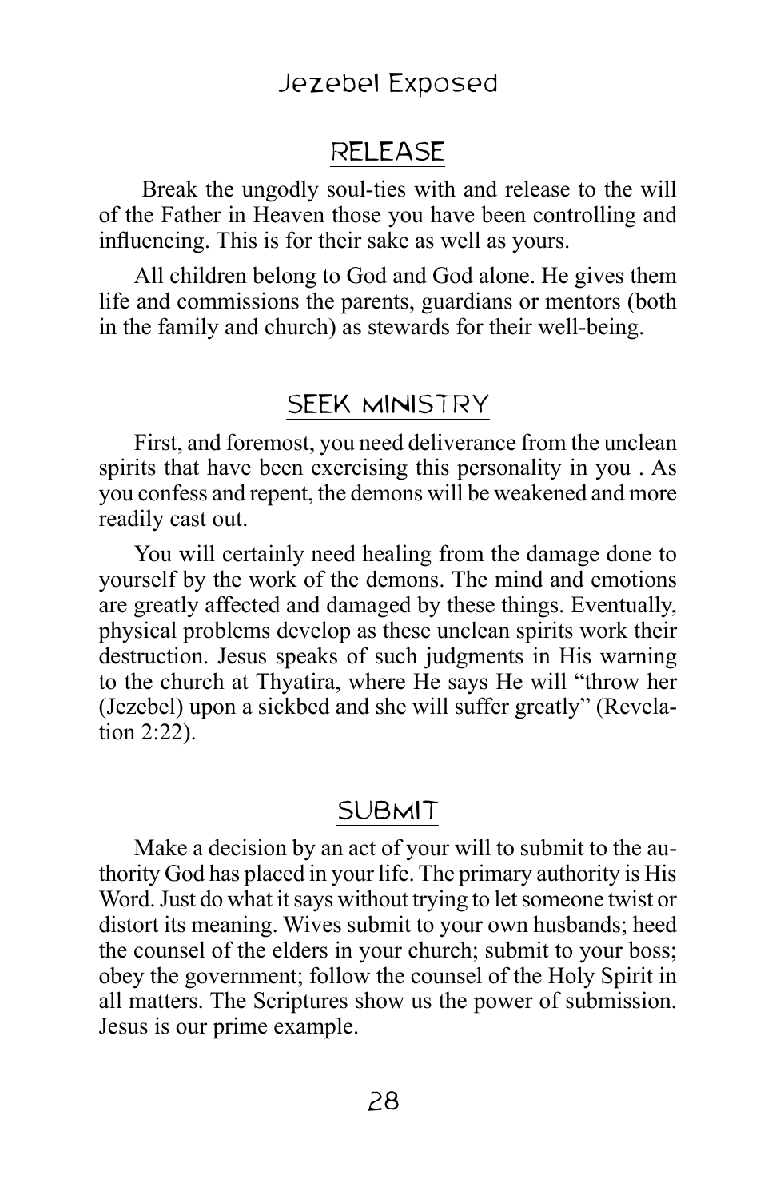## RELEASE

Break the ungodly soul-ties with and release to the will of the Father in Heaven those you have been controlling and influencing. This is for their sake as well as yours.

All children belong to God and God alone. He gives them life and commissions the parents, guardians or mentors (both in the family and church) as stewards for their well-being.

## SEEK MINISTRY

First, and foremost, you need deliverance from the unclean spirits that have been exercising this personality in you . As you confess and repent, the demons will be weakened and more readily cast out.

You will certainly need healing from the damage done to yourself by the work of the demons. The mind and emotions are greatly affected and damaged by these things. Eventually, physical problems develop as these unclean spirits work their destruction. Jesus speaks of such judgments in His warning to the church at Thyatira, where He says He will "throw her (Jezebel) upon a sickbed and she will suffer greatly" (Revelation 2:22).

## SUBMIT

Make a decision by an act of your will to submit to the authority God has placed in your life. The primary authority is His Word. Just do what it says without trying to let someone twist or distort its meaning. Wives submit to your own husbands; heed the counsel of the elders in your church; submit to your boss; obey the government; follow the counsel of the Holy Spirit in all matters. The Scriptures show us the power of submission. Jesus is our prime example.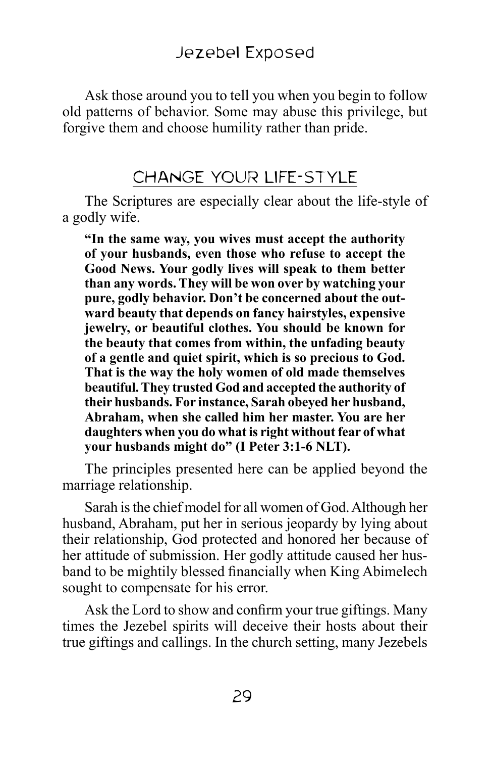Ask those around you to tell you when you begin to follow old patterns of behavior. Some may abuse this privilege, but forgive them and choose humility rather than pride.

## CHANGE YOUR LIFE-STYLE

The Scriptures are especially clear about the life-style of a godly wife.

> **"In the same way, you wives must accept the authority of your husbands, even those who refuse to accept the Good News. Your godly lives will speak to them better than any words. They will be won over by watching your pure, godly behavior. Don't be concerned about the outward beauty that depends on fancy hairstyles, expensive jewelry, or beautiful clothes. You should be known for the beauty that comes from within, the unfading beauty of a gentle and quiet spirit, which is so precious to God. That is the way the holy women of old made themselves beautiful. They trusted God and accepted the authority of their husbands. For instance, Sarah obeyed her husband, Abraham, when she called him her master. You are her daughters when you do what is right without fear of what your husbands might do" (I Peter 3:1-6 NLT).**

The principles presented here can be applied beyond the marriage relationship.

Sarah is the chief model for all women of God. Although her husband, Abraham, put her in serious jeopardy by lying about their relationship, God protected and honored her because of her attitude of submission. Her godly attitude caused her husband to be mightily blessed financially when King Abimelech sought to compensate for his error.

Ask the Lord to show and confirm your true giftings. Many times the Jezebel spirits will deceive their hosts about their true giftings and callings. In the church setting, many Jezebels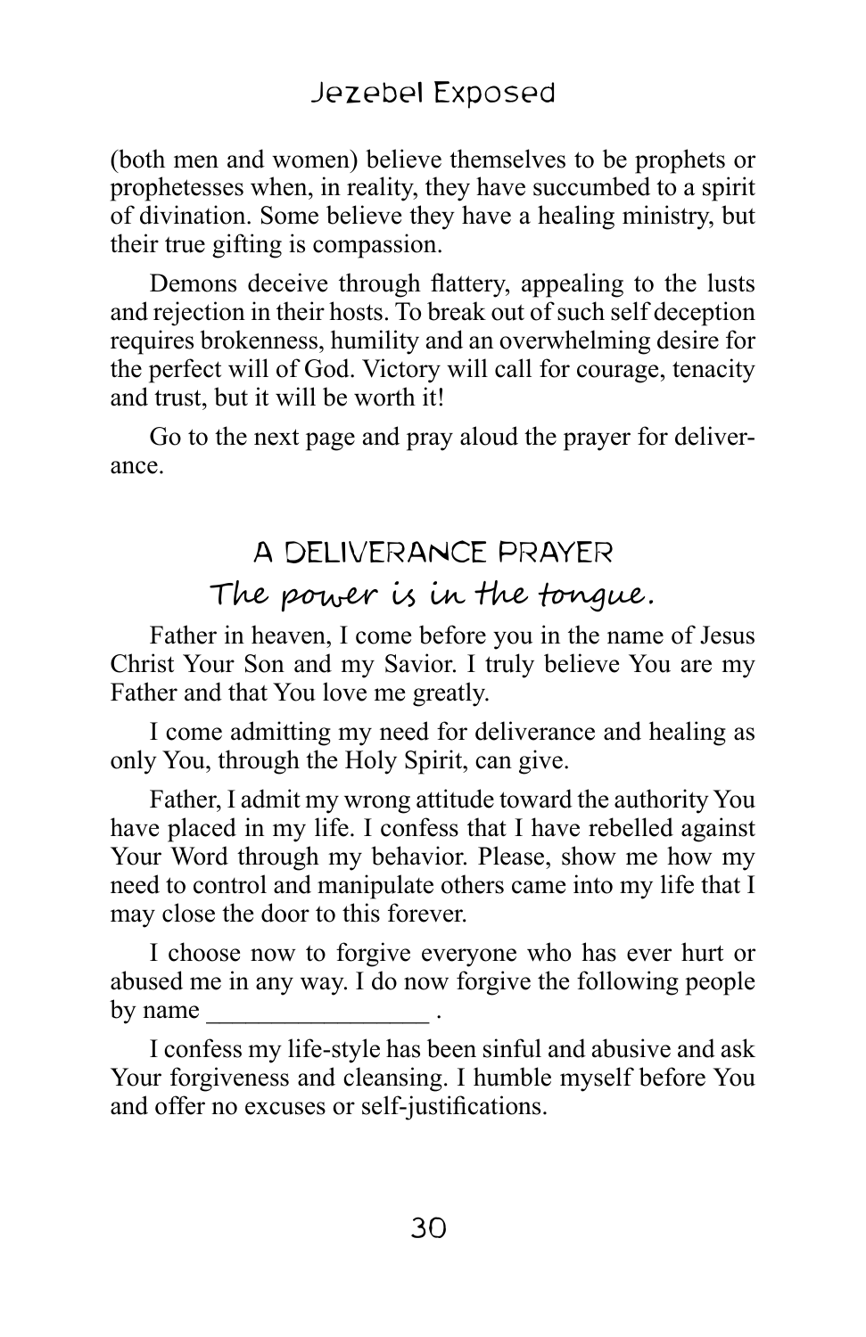(both men and women) believe themselves to be prophets or prophetesses when, in reality, they have succumbed to a spirit of divination. Some believe they have a healing ministry, but their true gifting is compassion.

Demons deceive through flattery, appealing to the lusts and rejection in their hosts. To break out of such self deception requires brokenness, humility and an overwhelming desire for the perfect will of God. Victory will call for courage, tenacity and trust, but it will be worth it!

Go to the next page and pray aloud the prayer for deliverance.

## A DELIVERANCE PRAYER

### *The power is in the tongue.*

Father in heaven, I come before you in the name of Jesus Christ Your Son and my Savior. I truly believe You are my Father and that You love me greatly.

I come admitting my need for deliverance and healing as only You, through the Holy Spirit, can give.

Father, I admit my wrong attitude toward the authority You have placed in my life. I confess that I have rebelled against Your Word through my behavior. Please, show me how my need to control and manipulate others came into my life that I may close the door to this forever.

I choose now to forgive everyone who has ever hurt or abused me in any way. I do now forgive the following people by name _________________ .

I confess my life-style has been sinful and abusive and ask Your forgiveness and cleansing. I humble myself before You and offer no excuses or self-justifications.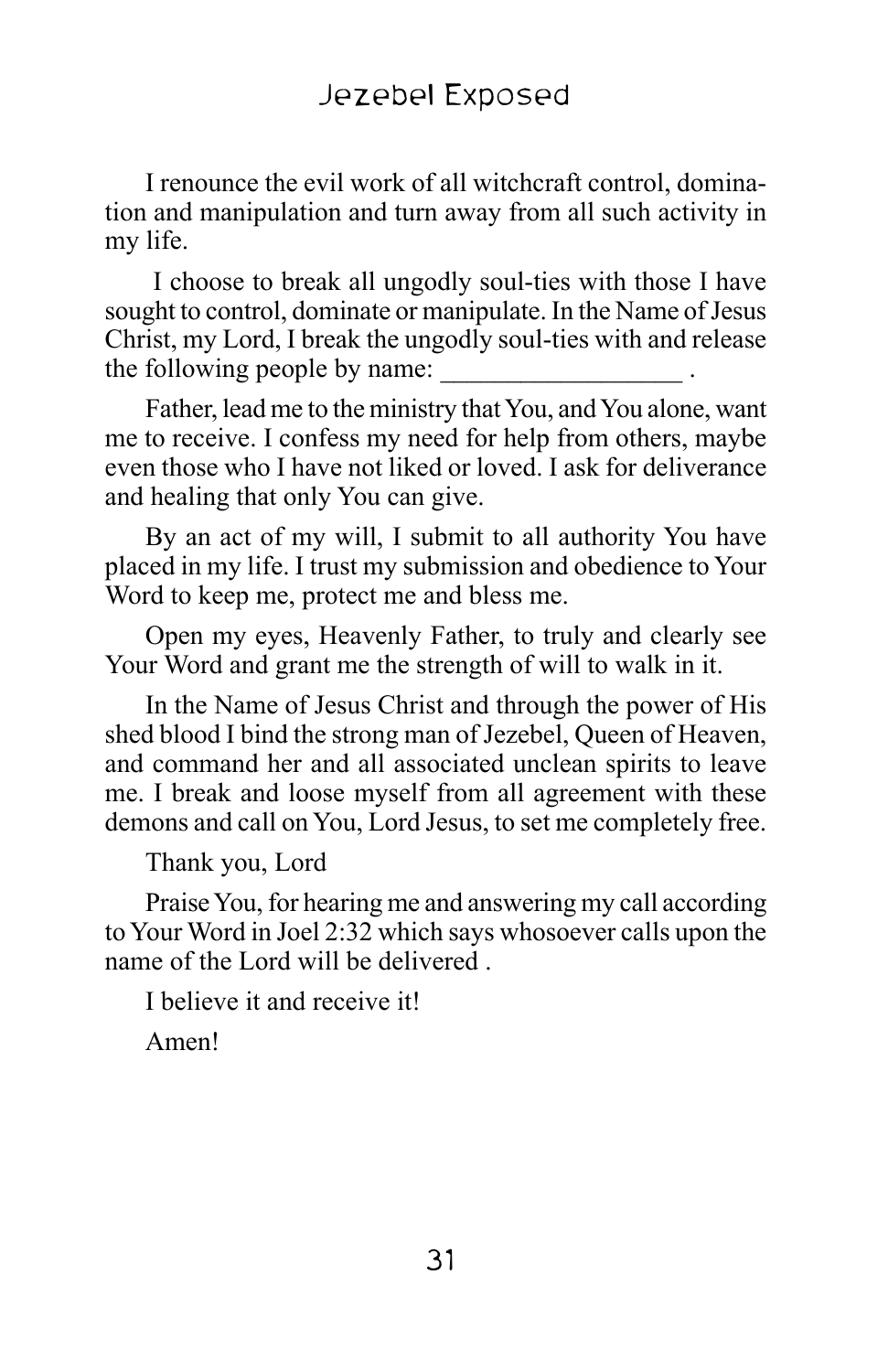I renounce the evil work of all witchcraft control, domination and manipulation and turn away from all such activity in my life.

I choose to break all ungodly soul-ties with those I have sought to control, dominate or manipulate. In the Name of Jesus Christ, my Lord, I break the ungodly soul-ties with and release the following people by name: __________________ .

Father, lead me to the ministry that You, and You alone, want me to receive. I confess my need for help from others, maybe even those who I have not liked or loved. I ask for deliverance and healing that only You can give.

By an act of my will, I submit to all authority You have placed in my life. I trust my submission and obedience to Your Word to keep me, protect me and bless me.

Open my eyes, Heavenly Father, to truly and clearly see Your Word and grant me the strength of will to walk in it.

In the Name of Jesus Christ and through the power of His shed blood I bind the strong man of Jezebel, Queen of Heaven, and command her and all associated unclean spirits to leave me. I break and loose myself from all agreement with these demons and call on You, Lord Jesus, to set me completely free.

Thank you, Lord

Praise You, for hearing me and answering my call according to Your Word in Joel 2:32 which says whosoever calls upon the name of the Lord will be delivered .

I believe it and receive it!

Amen!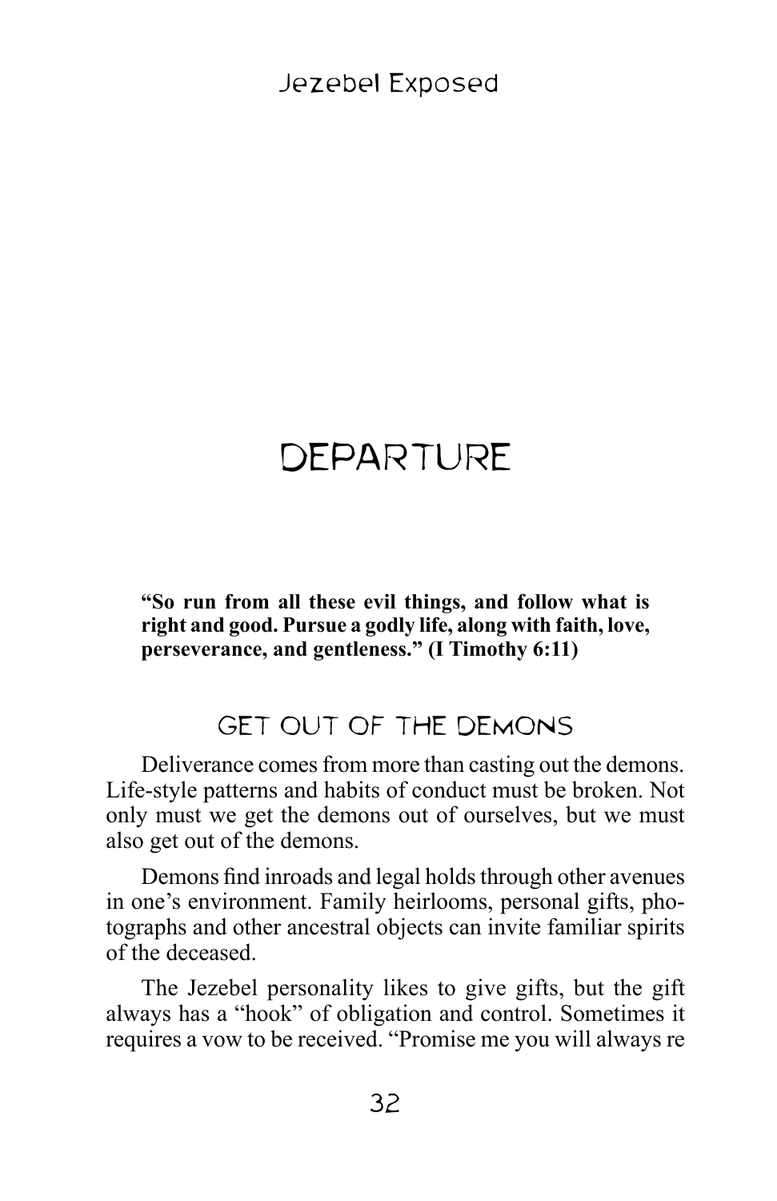# DEPARTURE

**"So run from all these evil things, and follow what is right and good. Pursue a godly life, along with faith, love, perseverance, and gentleness." (I Timothy 6:11)**

## GET OUT OF THE DEMONS

Deliverance comes from more than casting out the demons. Life-style patterns and habits of conduct must be broken. Not only must we get the demons out of ourselves, but we must also get out of the demons.

Demons find inroads and legal holds through other avenues in one's environment. Family heirlooms, personal gifts, photographs and other ancestral objects can invite familiar spirits of the deceased.

The Jezebel personality likes to give gifts, but the gift always has a "hook" of obligation and control. Sometimes it requires a vow to be received. "Promise me you will always re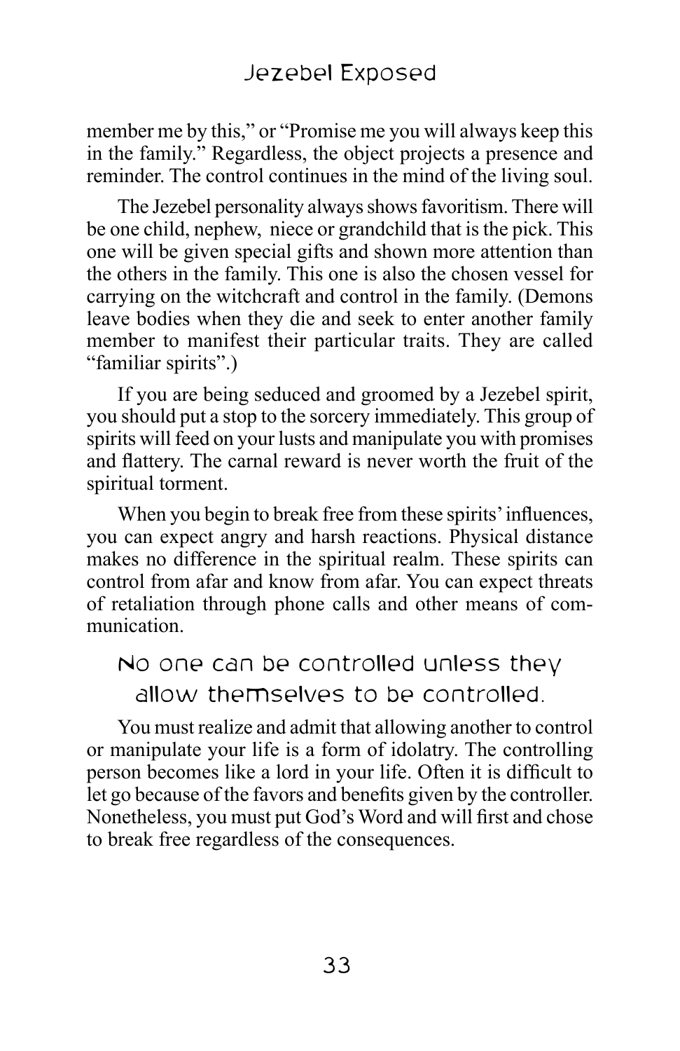member me by this," or "Promise me you will always keep this in the family." Regardless, the object projects a presence and reminder. The control continues in the mind of the living soul.

The Jezebel personality always shows favoritism. There will be one child, nephew, niece or grandchild that is the pick. This one will be given special gifts and shown more attention than the others in the family. This one is also the chosen vessel for carrying on the witchcraft and control in the family. (Demons leave bodies when they die and seek to enter another family member to manifest their particular traits. They are called "familiar spirits".)

If you are being seduced and groomed by a Jezebel spirit, you should put a stop to the sorcery immediately. This group of spirits will feed on your lusts and manipulate you with promises and flattery. The carnal reward is never worth the fruit of the spiritual torment.

When you begin to break free from these spirits' influences, you can expect angry and harsh reactions. Physical distance makes no difference in the spiritual realm. These spirits can control from afar and know from afar. You can expect threats of retaliation through phone calls and other means of communication.

### No one can be controlled unless they allow themselves to be controlled.

You must realize and admit that allowing another to control or manipulate your life is a form of idolatry. The controlling person becomes like a lord in your life. Often it is difficult to let go because of the favors and benefits given by the controller. Nonetheless, you must put God's Word and will first and chose to break free regardless of the consequences.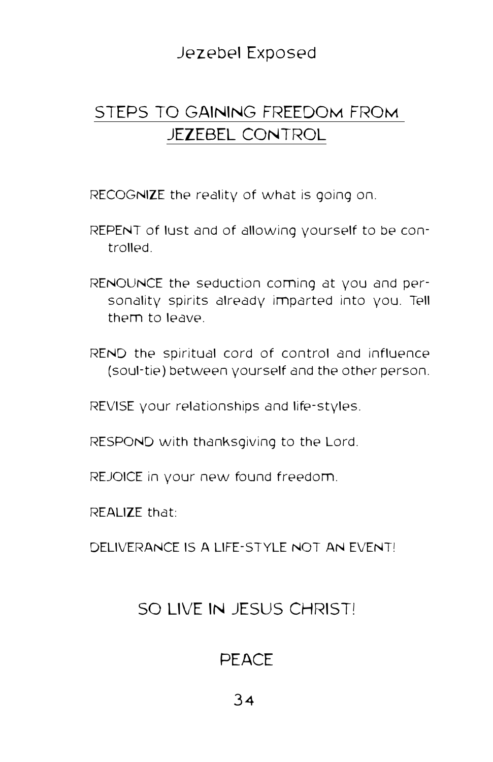## STEPS TO GAINING FREEDOM FROM JEZEBEL CONTROL

RECOGNIZE the reality of what is going on.

REPENT of lust and of allowing yourself to be controlled.

RENOUNCE the seduction coming at you and personality spirits already imparted into you. Tell them to leave.

REND the spiritual cord of control and influence (soul-tie) between yourself and the other person.

REVISE your relationships and life-styles.

RESPOND with thanksgiving to the Lord.

REJOICE in your new found freedom.

REALIZE that:

DELIVERANCE IS A LIFE-STYLE NOT AN EVENT!

SO LIVE IN JESUS CHRIST!

PEACE